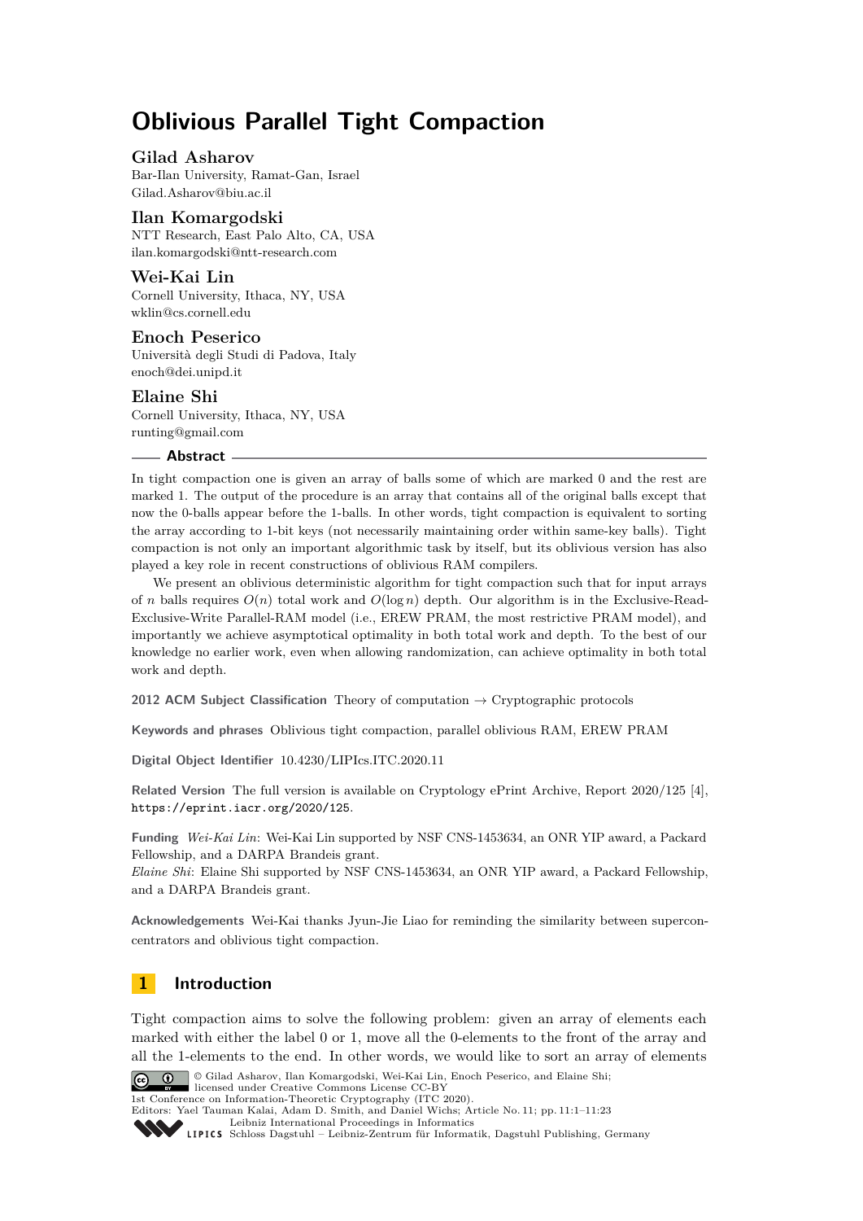# Oblivious Parallel Tight Compaction

**Gilad Asharov**
Bar-Ilan University, Ramat-Gan, Israel
Gilad.Asharov@biu.ac.il

**Ilan Komargodski**
NTT Research, East Palo Alto, CA, USA
ilan.komargodski@ntt-research.com

**Wei-Kai Lin**
Cornell University, Ithaca, NY, USA
wklin@cs.cornell.edu

**Enoch Peserico**
Università degli Studi di Padova, Italy
enoch@dei.unipd.it

**Elaine Shi**
Cornell University, Ithaca, NY, USA
runting@gmail.com

## Abstract

In tight compaction one is given an array of balls some of which are marked 0 and the rest are marked 1. The output of the procedure is an array that contains all of the original balls except that now the 0-balls appear before the 1-balls. In other words, tight compaction is equivalent to sorting the array according to 1-bit keys (not necessarily maintaining order within same-key balls). Tight compaction is not only an important algorithmic task by itself, but its oblivious version has also played a key role in recent constructions of oblivious RAM compilers.

We present an oblivious deterministic algorithm for tight compaction such that for input arrays of $n$ balls requires $O(n)$ total work and $O(\log n)$ depth. Our algorithm is in the Exclusive-Read-Exclusive-Write Parallel-RAM model (i.e., EREW PRAM, the most restrictive PRAM model), and importantly we achieve asymptotical optimality in both total work and depth. To the best of our knowledge no earlier work, even when allowing randomization, can achieve optimality in both total work and depth.

**2012 ACM Subject Classification** Theory of computation → Cryptographic protocols

**Keywords and phrases** Oblivious tight compaction, parallel oblivious RAM, EREW PRAM

**Digital Object Identifier** 10.4230/LIPIcs.ITC.2020.11

**Related Version** The full version is available on Cryptology ePrint Archive, Report 2020/125 [4], https://eprint.iacr.org/2020/125.

**Funding** *Wei-Kai Lin*: Wei-Kai Lin supported by NSF CNS-1453634, an ONR YIP award, a Packard Fellowship, and a DARPA Brandeis grant.
*Elaine Shi*: Elaine Shi supported by NSF CNS-1453634, an ONR YIP award, a Packard Fellowship, and a DARPA Brandeis grant.

**Acknowledgements** Wei-Kai thanks Jyun-Jie Liao for reminding the similarity between superconcentrators and oblivious tight compaction.

## 1 Introduction

Tight compaction aims to solve the following problem: given an array of elements each marked with either the label 0 or 1, move all the 0-elements to the front of the array and all the 1-elements to the end. In other words, we would like to sort an array of elements

© Gilad Asharov, Ilan Komargodski, Wei-Kai Lin, Enoch Peserico, and Elaine Shi; licensed under Creative Commons License CC-BY
1st Conference on Information-Theoretic Cryptography (ITC 2020).
Editors: Yael Tauman Kalai, Adam D. Smith, and Daniel Wichs; Article No. 11; pp. 11:1–11:23
Leibniz International Proceedings in Informatics
Schloss Dagstuhl – Leibniz-Zentrum für Informatik, Dagstuhl Publishing, Germany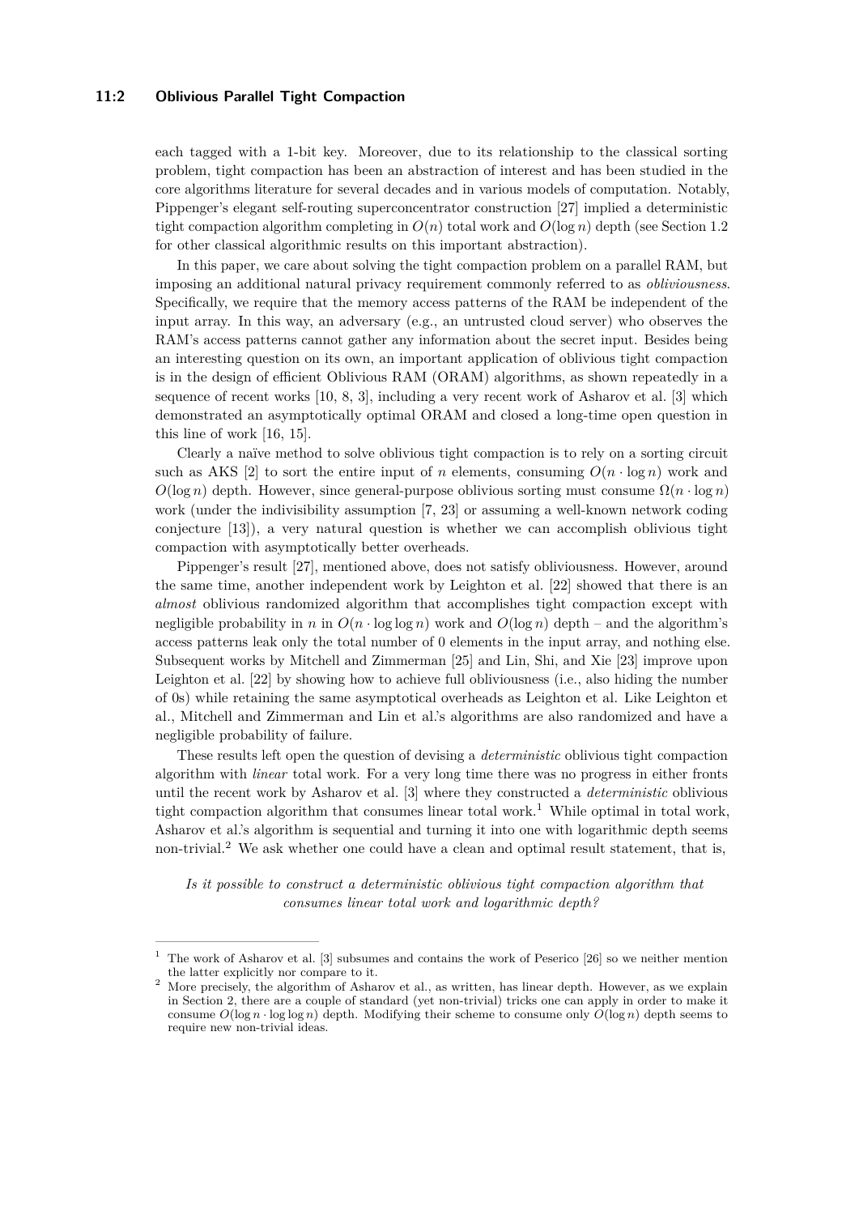each tagged with a 1-bit key. Moreover, due to its relationship to the classical sorting problem, tight compaction has been an abstraction of interest and has been studied in the core algorithms literature for several decades and in various models of computation. Notably, Pippenger's elegant self-routing superconcentrator construction [27] implied a deterministic tight compaction algorithm completing in $O(n)$ total work and $O(\log n)$ depth (see Section 1.2 for other classical algorithmic results on this important abstraction).

In this paper, we care about solving the tight compaction problem on a parallel RAM, but imposing an additional natural privacy requirement commonly referred to as *obliviousness*. Specifically, we require that the memory access patterns of the RAM be independent of the input array. In this way, an adversary (e.g., an untrusted cloud server) who observes the RAM's access patterns cannot gather any information about the secret input. Besides being an interesting question on its own, an important application of oblivious tight compaction is in the design of efficient Oblivious RAM (ORAM) algorithms, as shown repeatedly in a sequence of recent works [10, 8, 3], including a very recent work of Asharov et al. [3] which demonstrated an asymptotically optimal ORAM and closed a long-time open question in this line of work [16, 15].

Clearly a naïve method to solve oblivious tight compaction is to rely on a sorting circuit such as AKS [2] to sort the entire input of $n$ elements, consuming $O(n \cdot \log n)$ work and $O(\log n)$ depth. However, since general-purpose oblivious sorting must consume $\Omega(n \cdot \log n)$ work (under the indivisibility assumption [7, 23] or assuming a well-known network coding conjecture [13]), a very natural question is whether we can accomplish oblivious tight compaction with asymptotically better overheads.

Pippenger's result [27], mentioned above, does not satisfy obliviousness. However, around the same time, another independent work by Leighton et al. [22] showed that there is an *almost* oblivious randomized algorithm that accomplishes tight compaction except with negligible probability in $n$ in $O(n \cdot \log \log n)$ work and $O(\log n)$ depth – and the algorithm's access patterns leak only the total number of 0 elements in the input array, and nothing else. Subsequent works by Mitchell and Zimmerman [25] and Lin, Shi, and Xie [23] improve upon Leighton et al. [22] by showing how to achieve full obliviousness (i.e., also hiding the number of 0s) while retaining the same asymptotical overheads as Leighton et al. Like Leighton et al., Mitchell and Zimmerman and Lin et al.'s algorithms are also randomized and have a negligible probability of failure.

These results left open the question of devising a *deterministic* oblivious tight compaction algorithm with *linear* total work. For a very long time there was no progress in either fronts until the recent work by Asharov et al. [3] where they constructed a *deterministic* oblivious tight compaction algorithm that consumes linear total work.[1] While optimal in total work, Asharov et al.'s algorithm is sequential and turning it into one with logarithmic depth seems non-trivial.[2] We ask whether one could have a clean and optimal result statement, that is,

*Is it possible to construct a deterministic oblivious tight compaction algorithm that consumes linear total work and logarithmic depth?*

---

[1] The work of Asharov et al. [3] subsumes and contains the work of Peserico [26] so we neither mention the latter explicitly nor compare to it.

[2] More precisely, the algorithm of Asharov et al., as written, has linear depth. However, as we explain in Section 2, there are a couple of standard (yet non-trivial) tricks one can apply in order to make it consume $O(\log n \cdot \log \log n)$ depth. Modifying their scheme to consume only $O(\log n)$ depth seems to require new non-trivial ideas.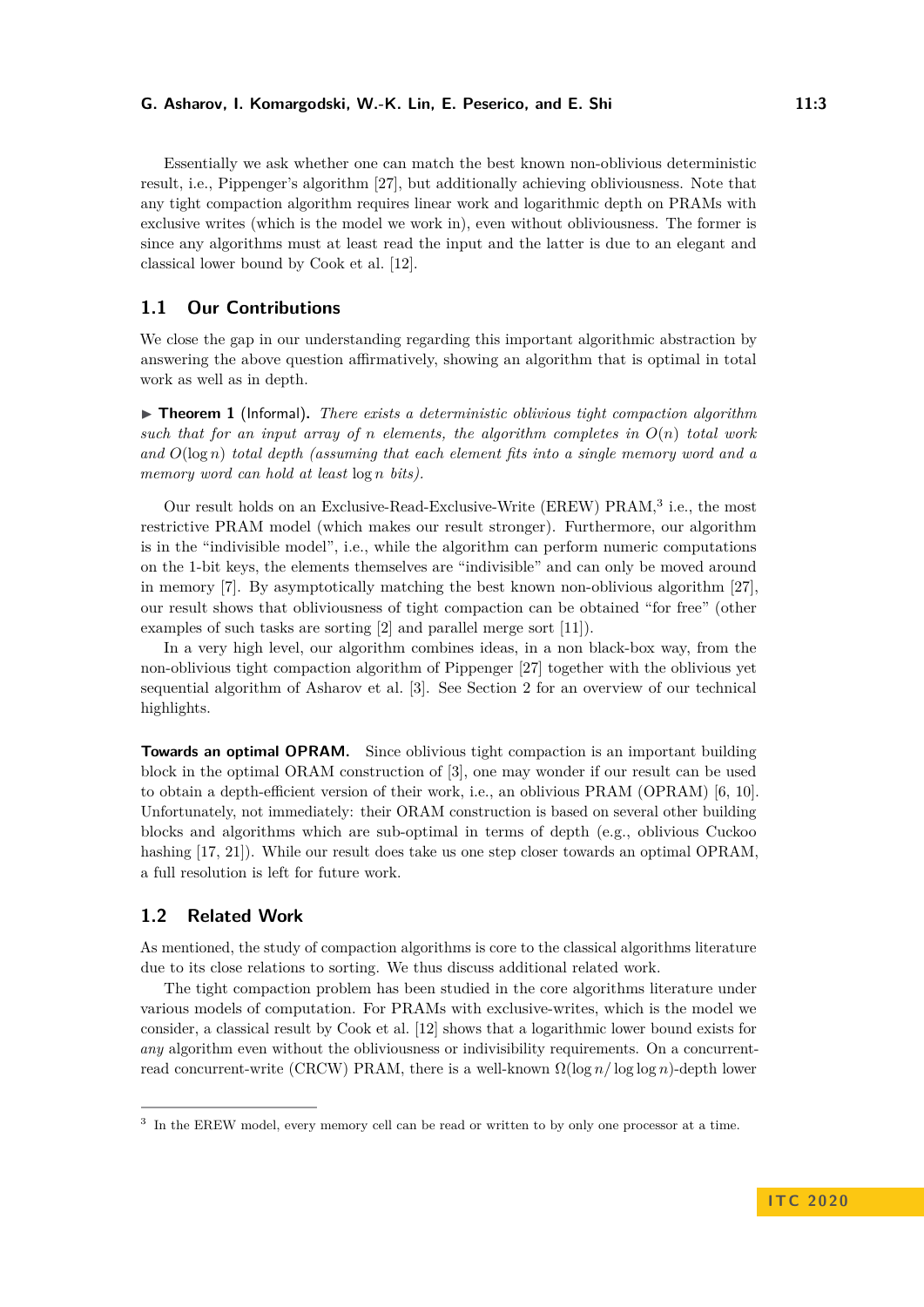Essentially we ask whether one can match the best known non-oblivious deterministic result, i.e., Pippenger's algorithm [27], but additionally achieving obliviousness. Note that any tight compaction algorithm requires linear work and logarithmic depth on PRAMs with exclusive writes (which is the model we work in), even without obliviousness. The former is since any algorithms must at least read the input and the latter is due to an elegant and classical lower bound by Cook et al. [12].

## 1.1 Our Contributions

We close the gap in our understanding regarding this important algorithmic abstraction by answering the above question affirmatively, showing an algorithm that is optimal in total work as well as in depth.

▶ **Theorem 1** (Informal). *There exists a deterministic oblivious tight compaction algorithm such that for an input array of $n$ elements, the algorithm completes in $O(n)$ total work and $O(\log n)$ total depth (assuming that each element fits into a single memory word and a memory word can hold at least $\log n$ bits).*

Our result holds on an Exclusive-Read-Exclusive-Write (EREW) PRAM,[3] i.e., the most restrictive PRAM model (which makes our result stronger). Furthermore, our algorithm is in the "indivisible model", i.e., while the algorithm can perform numeric computations on the 1-bit keys, the elements themselves are "indivisible" and can only be moved around in memory [7]. By asymptotically matching the best known non-oblivious algorithm [27], our result shows that obliviousness of tight compaction can be obtained "for free" (other examples of such tasks are sorting [2] and parallel merge sort [11]).

In a very high level, our algorithm combines ideas, in a non black-box way, from the non-oblivious tight compaction algorithm of Pippenger [27] together with the oblivious yet sequential algorithm of Asharov et al. [3]. See Section 2 for an overview of our technical highlights.

**Towards an optimal OPRAM.** Since oblivious tight compaction is an important building block in the optimal ORAM construction of [3], one may wonder if our result can be used to obtain a depth-efficient version of their work, i.e., an oblivious PRAM (OPRAM) [6, 10]. Unfortunately, not immediately: their ORAM construction is based on several other building blocks and algorithms which are sub-optimal in terms of depth (e.g., oblivious Cuckoo hashing [17, 21]). While our result does take us one step closer towards an optimal OPRAM, a full resolution is left for future work.

## 1.2 Related Work

As mentioned, the study of compaction algorithms is core to the classical algorithms literature due to its close relations to sorting. We thus discuss additional related work.

The tight compaction problem has been studied in the core algorithms literature under various models of computation. For PRAMs with exclusive-writes, which is the model we consider, a classical result by Cook et al. [12] shows that a logarithmic lower bound exists for *any* algorithm even without the obliviousness or indivisibility requirements. On a concurrent-read concurrent-write (CRCW) PRAM, there is a well-known $\Omega(\log n/\log\log n)$-depth lower

[3] In the EREW model, every memory cell can be read or written to by only one processor at a time.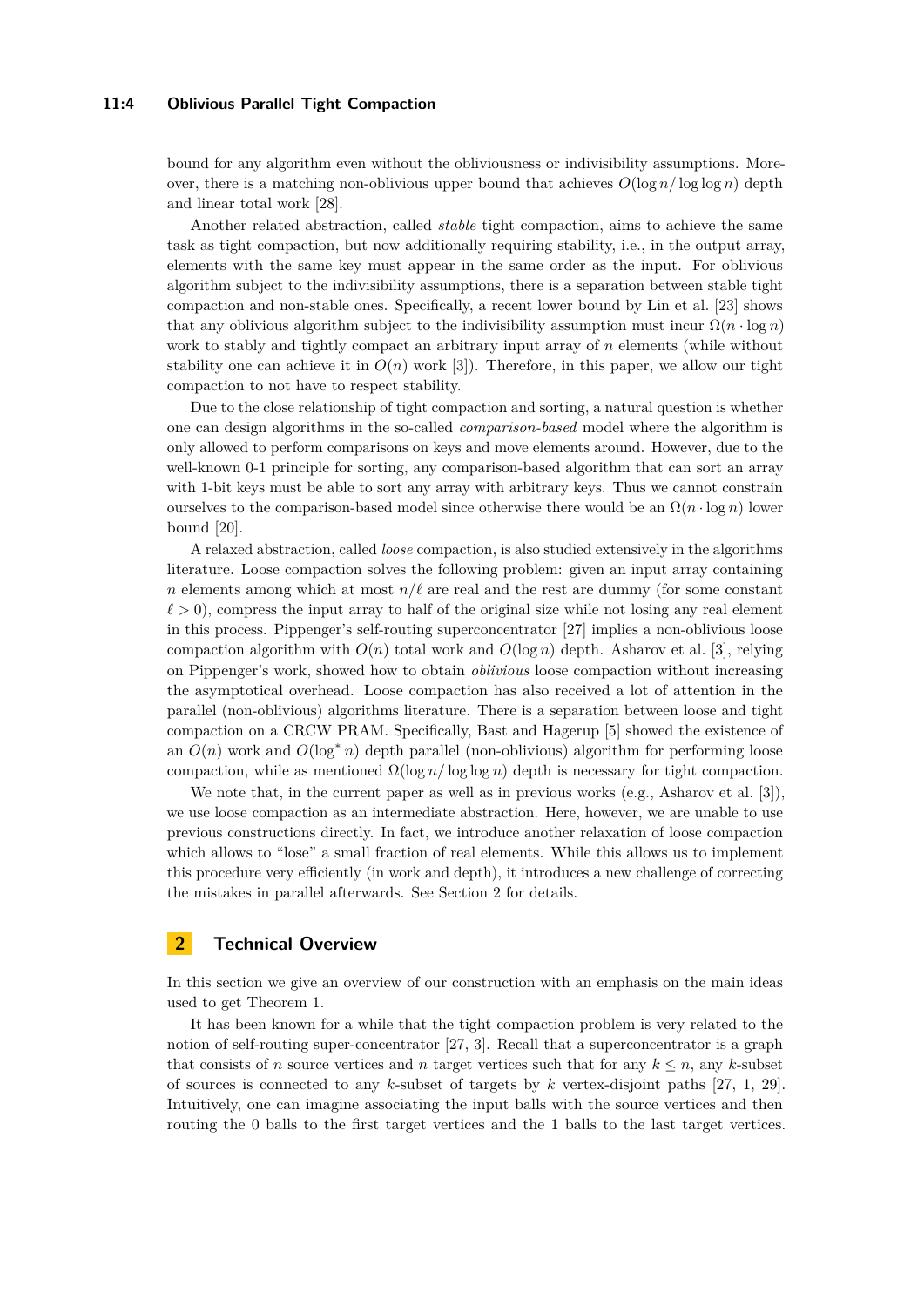bound for any algorithm even without the obliviousness or indivisibility assumptions. Moreover, there is a matching non-oblivious upper bound that achieves $O(\log n/\log\log n)$ depth and linear total work [28].

Another related abstraction, called *stable* tight compaction, aims to achieve the same task as tight compaction, but now additionally requiring stability, i.e., in the output array, elements with the same key must appear in the same order as the input. For oblivious algorithm subject to the indivisibility assumptions, there is a separation between stable tight compaction and non-stable ones. Specifically, a recent lower bound by Lin et al. [23] shows that any oblivious algorithm subject to the indivisibility assumption must incur $\Omega(n \cdot \log n)$ work to stably and tightly compact an arbitrary input array of $n$ elements (while without stability one can achieve it in $O(n)$ work [3]). Therefore, in this paper, we allow our tight compaction to not have to respect stability.

Due to the close relationship of tight compaction and sorting, a natural question is whether one can design algorithms in the so-called *comparison-based* model where the algorithm is only allowed to perform comparisons on keys and move elements around. However, due to the well-known 0-1 principle for sorting, any comparison-based algorithm that can sort an array with 1-bit keys must be able to sort any array with arbitrary keys. Thus we cannot constrain ourselves to the comparison-based model since otherwise there would be an $\Omega(n \cdot \log n)$ lower bound [20].

A relaxed abstraction, called *loose* compaction, is also studied extensively in the algorithms literature. Loose compaction solves the following problem: given an input array containing $n$ elements among which at most $n/\ell$ are real and the rest are dummy (for some constant $\ell > 0$), compress the input array to half of the original size while not losing any real element in this process. Pippenger's self-routing superconcentrator [27] implies a non-oblivious loose compaction algorithm with $O(n)$ total work and $O(\log n)$ depth. Asharov et al. [3], relying on Pippenger's work, showed how to obtain *oblivious* loose compaction without increasing the asymptotical overhead. Loose compaction has also received a lot of attention in the parallel (non-oblivious) algorithms literature. There is a separation between loose and tight compaction on a CRCW PRAM. Specifically, Bast and Hagerup [5] showed the existence of an $O(n)$ work and $O(\log^* n)$ depth parallel (non-oblivious) algorithm for performing loose compaction, while as mentioned $\Omega(\log n/\log\log n)$ depth is necessary for tight compaction.

We note that, in the current paper as well as in previous works (e.g., Asharov et al. [3]), we use loose compaction as an intermediate abstraction. Here, however, we are unable to use previous constructions directly. In fact, we introduce another relaxation of loose compaction which allows to "lose" a small fraction of real elements. While this allows us to implement this procedure very efficiently (in work and depth), it introduces a new challenge of correcting the mistakes in parallel afterwards. See Section 2 for details.

## 2 Technical Overview

In this section we give an overview of our construction with an emphasis on the main ideas used to get Theorem 1.

It has been known for a while that the tight compaction problem is very related to the notion of self-routing super-concentrator [27, 3]. Recall that a superconcentrator is a graph that consists of $n$ source vertices and $n$ target vertices such that for any $k \leq n$, any $k$-subset of sources is connected to any $k$-subset of targets by $k$ vertex-disjoint paths [27, 1, 29]. Intuitively, one can imagine associating the input balls with the source vertices and then routing the 0 balls to the first target vertices and the 1 balls to the last target vertices.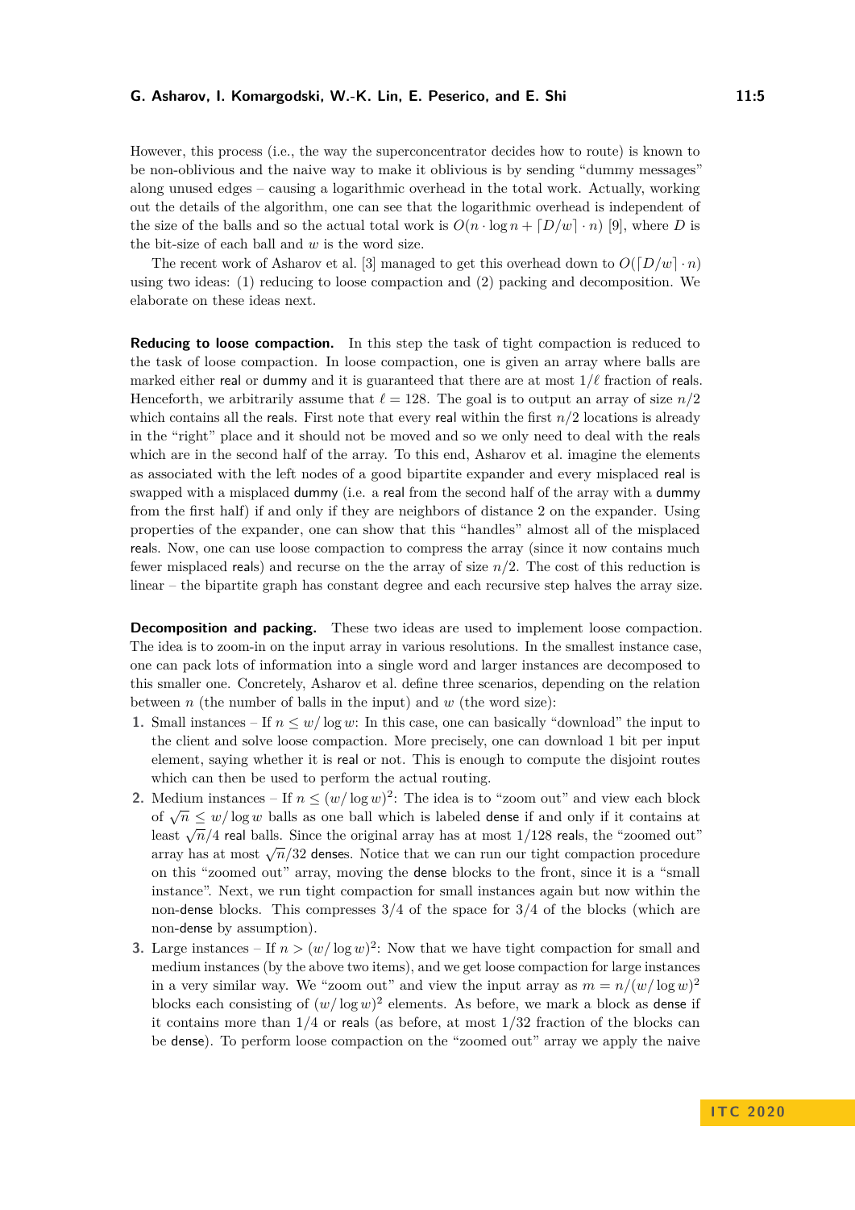However, this process (i.e., the way the superconcentrator decides how to route) is known to be non-oblivious and the naive way to make it oblivious is by sending "dummy messages" along unused edges – causing a logarithmic overhead in the total work. Actually, working out the details of the algorithm, one can see that the logarithmic overhead is independent of the size of the balls and so the actual total work is $O(n \cdot \log n + \lceil D/w \rceil \cdot n)$ [9], where $D$ is the bit-size of each ball and $w$ is the word size.

The recent work of Asharov et al. [3] managed to get this overhead down to $O(\lceil D/w \rceil \cdot n)$ using two ideas: (1) reducing to loose compaction and (2) packing and decomposition. We elaborate on these ideas next.

**Reducing to loose compaction.** In this step the task of tight compaction is reduced to the task of loose compaction. In loose compaction, one is given an array where balls are marked either real or dummy and it is guaranteed that there are at most $1/\ell$ fraction of reals. Henceforth, we arbitrarily assume that $\ell = 128$. The goal is to output an array of size $n/2$ which contains all the reals. First note that every real within the first $n/2$ locations is already in the "right" place and it should not be moved and so we only need to deal with the reals which are in the second half of the array. To this end, Asharov et al. imagine the elements as associated with the left nodes of a good bipartite expander and every misplaced real is swapped with a misplaced dummy (i.e. a real from the second half of the array with a dummy from the first half) if and only if they are neighbors of distance 2 on the expander. Using properties of the expander, one can show that this "handles" almost all of the misplaced reals. Now, one can use loose compaction to compress the array (since it now contains much fewer misplaced reals) and recurse on the the array of size $n/2$. The cost of this reduction is linear – the bipartite graph has constant degree and each recursive step halves the array size.

**Decomposition and packing.** These two ideas are used to implement loose compaction. The idea is to zoom-in on the input array in various resolutions. In the smallest instance case, one can pack lots of information into a single word and larger instances are decomposed to this smaller one. Concretely, Asharov et al. define three scenarios, depending on the relation between $n$ (the number of balls in the input) and $w$ (the word size):

1. Small instances – If $n \leq w/\log w$: In this case, one can basically "download" the input to the client and solve loose compaction. More precisely, one can download 1 bit per input element, saying whether it is real or not. This is enough to compute the disjoint routes which can then be used to perform the actual routing.
2. Medium instances – If $n \leq (w/\log w)^2$: The idea is to "zoom out" and view each block of $\sqrt{n} \leq w/\log w$ balls as one ball which is labeled dense if and only if it contains at least $\sqrt{n}/4$ real balls. Since the original array has at most $1/128$ reals, the "zoomed out" array has at most $\sqrt{n}/32$ denses. Notice that we can run our tight compaction procedure on this "zoomed out" array, moving the dense blocks to the front, since it is a "small instance". Next, we run tight compaction for small instances again but now within the non-dense blocks. This compresses $3/4$ of the space for $3/4$ of the blocks (which are non-dense by assumption).
3. Large instances – If $n > (w/\log w)^2$: Now that we have tight compaction for small and medium instances (by the above two items), and we get loose compaction for large instances in a very similar way. We "zoom out" and view the input array as $m = n/(w/\log w)^2$ blocks each consisting of $(w/\log w)^2$ elements. As before, we mark a block as dense if it contains more than $1/4$ or reals (as before, at most $1/32$ fraction of the blocks can be dense). To perform loose compaction on the "zoomed out" array we apply the naive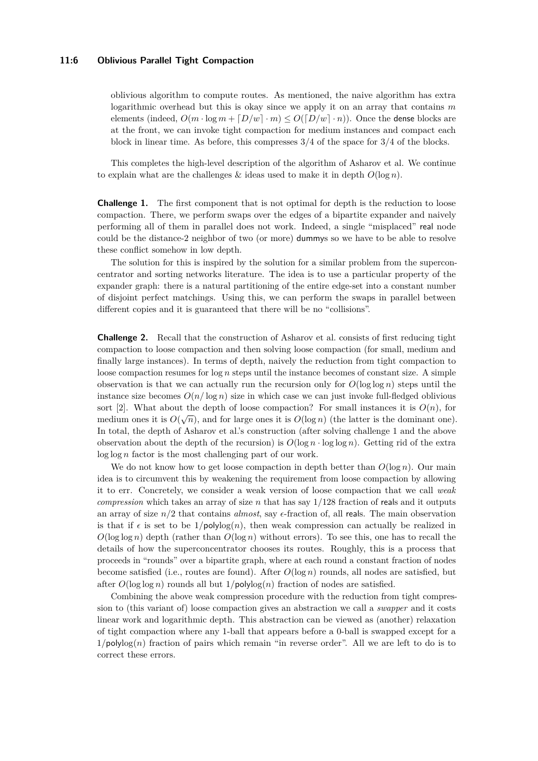oblivious algorithm to compute routes. As mentioned, the naive algorithm has extra logarithmic overhead but this is okay since we apply it on an array that contains $m$ elements (indeed, $O(m \cdot \log m + \lceil D/w \rceil \cdot m) \leq O(\lceil D/w \rceil \cdot n)$). Once the dense blocks are at the front, we can invoke tight compaction for medium instances and compact each block in linear time. As before, this compresses 3/4 of the space for 3/4 of the blocks.

This completes the high-level description of the algorithm of Asharov et al. We continue to explain what are the challenges & ideas used to make it in depth $O(\log n)$.

**Challenge 1.** The first component that is not optimal for depth is the reduction to loose compaction. There, we perform swaps over the edges of a bipartite expander and naively performing all of them in parallel does not work. Indeed, a single "misplaced" real node could be the distance-2 neighbor of two (or more) dummys so we have to be able to resolve these conflict somehow in low depth.

The solution for this is inspired by the solution for a similar problem from the superconcentrator and sorting networks literature. The idea is to use a particular property of the expander graph: there is a natural partitioning of the entire edge-set into a constant number of disjoint perfect matchings. Using this, we can perform the swaps in parallel between different copies and it is guaranteed that there will be no "collisions".

**Challenge 2.** Recall that the construction of Asharov et al. consists of first reducing tight compaction to loose compaction and then solving loose compaction (for small, medium and finally large instances). In terms of depth, naively the reduction from tight compaction to loose compaction resumes for $\log n$ steps until the instance becomes of constant size. A simple observation is that we can actually run the recursion only for $O(\log \log n)$ steps until the instance size becomes $O(n/\log n)$ size in which case we can just invoke full-fledged oblivious sort [2]. What about the depth of loose compaction? For small instances it is $O(n)$, for medium ones it is $O(\sqrt{n})$, and for large ones it is $O(\log n)$ (the latter is the dominant one). In total, the depth of Asharov et al.'s construction (after solving challenge 1 and the above observation about the depth of the recursion) is $O(\log n \cdot \log \log n)$. Getting rid of the extra $\log \log n$ factor is the most challenging part of our work.

We do not know how to get loose compaction in depth better than $O(\log n)$. Our main idea is to circumvent this by weakening the requirement from loose compaction by allowing it to err. Concretely, we consider a weak version of loose compaction that we call *weak compression* which takes an array of size $n$ that has say 1/128 fraction of reals and it outputs an array of size $n/2$ that contains *almost*, say $\epsilon$-fraction of, all reals. The main observation is that if $\epsilon$ is set to be $1/\mathsf{polylog}(n)$, then weak compression can actually be realized in $O(\log \log n)$ depth (rather than $O(\log n)$ without errors). To see this, one has to recall the details of how the superconcentrator chooses its routes. Roughly, this is a process that proceeds in "rounds" over a bipartite graph, where at each round a constant fraction of nodes become satisfied (i.e., routes are found). After $O(\log n)$ rounds, all nodes are satisfied, but after $O(\log \log n)$ rounds all but $1/\mathsf{polylog}(n)$ fraction of nodes are satisfied.

Combining the above weak compression procedure with the reduction from tight compression to (this variant of) loose compaction gives an abstraction we call a *swapper* and it costs linear work and logarithmic depth. This abstraction can be viewed as (another) relaxation of tight compaction where any 1-ball that appears before a 0-ball is swapped except for a $1/\mathsf{polylog}(n)$ fraction of pairs which remain "in reverse order". All we are left to do is to correct these errors.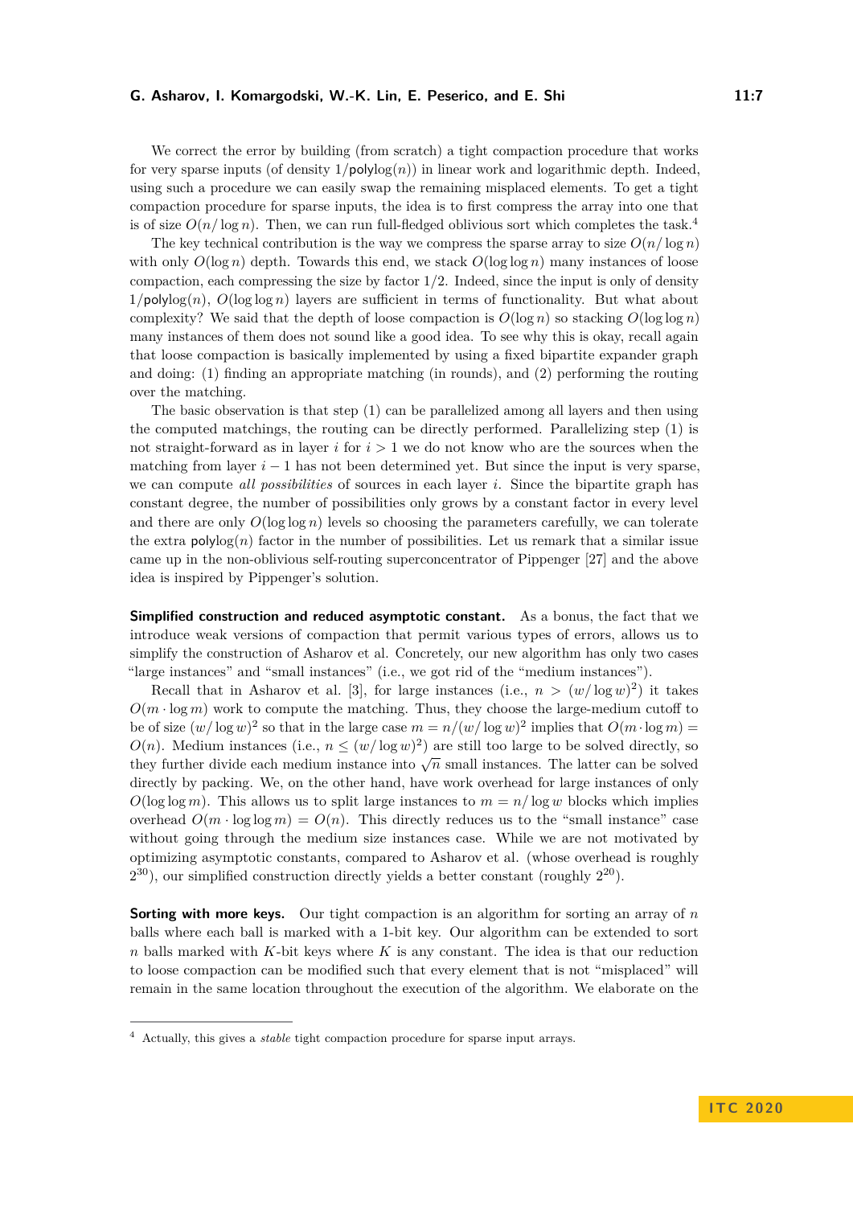We correct the error by building (from scratch) a tight compaction procedure that works for very sparse inputs (of density $1/\mathsf{polylog}(n)$) in linear work and logarithmic depth. Indeed, using such a procedure we can easily swap the remaining misplaced elements. To get a tight compaction procedure for sparse inputs, the idea is to first compress the array into one that is of size $O(n/\log n)$. Then, we can run full-fledged oblivious sort which completes the task.[4]

The key technical contribution is the way we compress the sparse array to size $O(n/\log n)$ with only $O(\log n)$ depth. Towards this end, we stack $O(\log \log n)$ many instances of loose compaction, each compressing the size by factor $1/2$. Indeed, since the input is only of density $1/\mathsf{polylog}(n)$, $O(\log \log n)$ layers are sufficient in terms of functionality. But what about complexity? We said that the depth of loose compaction is $O(\log n)$ so stacking $O(\log \log n)$ many instances of them does not sound like a good idea. To see why this is okay, recall again that loose compaction is basically implemented by using a fixed bipartite expander graph and doing: (1) finding an appropriate matching (in rounds), and (2) performing the routing over the matching.

The basic observation is that step (1) can be parallelized among all layers and then using the computed matchings, the routing can be directly performed. Parallelizing step (1) is not straight-forward as in layer $i$ for $i > 1$ we do not know who are the sources when the matching from layer $i-1$ has not been determined yet. But since the input is very sparse, we can compute *all possibilities* of sources in each layer $i$. Since the bipartite graph has constant degree, the number of possibilities only grows by a constant factor in every level and there are only $O(\log \log n)$ levels so choosing the parameters carefully, we can tolerate the extra $\mathsf{polylog}(n)$ factor in the number of possibilities. Let us remark that a similar issue came up in the non-oblivious self-routing superconcentrator of Pippenger [27] and the above idea is inspired by Pippenger's solution.

**Simplified construction and reduced asymptotic constant.** As a bonus, the fact that we introduce weak versions of compaction that permit various types of errors, allows us to simplify the construction of Asharov et al. Concretely, our new algorithm has only two cases "large instances" and "small instances" (i.e., we got rid of the "medium instances").

Recall that in Asharov et al. [3], for large instances (i.e., $n > (w/\log w)^2$) it takes $O(m \cdot \log m)$ work to compute the matching. Thus, they choose the large-medium cutoff to be of size $(w/\log w)^2$ so that in the large case $m = n/(w/\log w)^2$ implies that $O(m \cdot \log m) = O(n)$. Medium instances (i.e., $n \leq (w/\log w)^2$) are still too large to be solved directly, so they further divide each medium instance into $\sqrt{n}$ small instances. The latter can be solved directly by packing. We, on the other hand, have work overhead for large instances of only $O(\log \log m)$. This allows us to split large instances to $m = n/\log w$ blocks which implies overhead $O(m \cdot \log \log m) = O(n)$. This directly reduces us to the "small instance" case without going through the medium size instances case. While we are not motivated by optimizing asymptotic constants, compared to Asharov et al. (whose overhead is roughly $2^{30}$), our simplified construction directly yields a better constant (roughly $2^{20}$).

**Sorting with more keys.** Our tight compaction is an algorithm for sorting an array of $n$ balls where each ball is marked with a 1-bit key. Our algorithm can be extended to sort $n$ balls marked with $K$-bit keys where $K$ is any constant. The idea is that our reduction to loose compaction can be modified such that every element that is not "misplaced" will remain in the same location throughout the execution of the algorithm. We elaborate on the

[4] Actually, this gives a *stable* tight compaction procedure for sparse input arrays.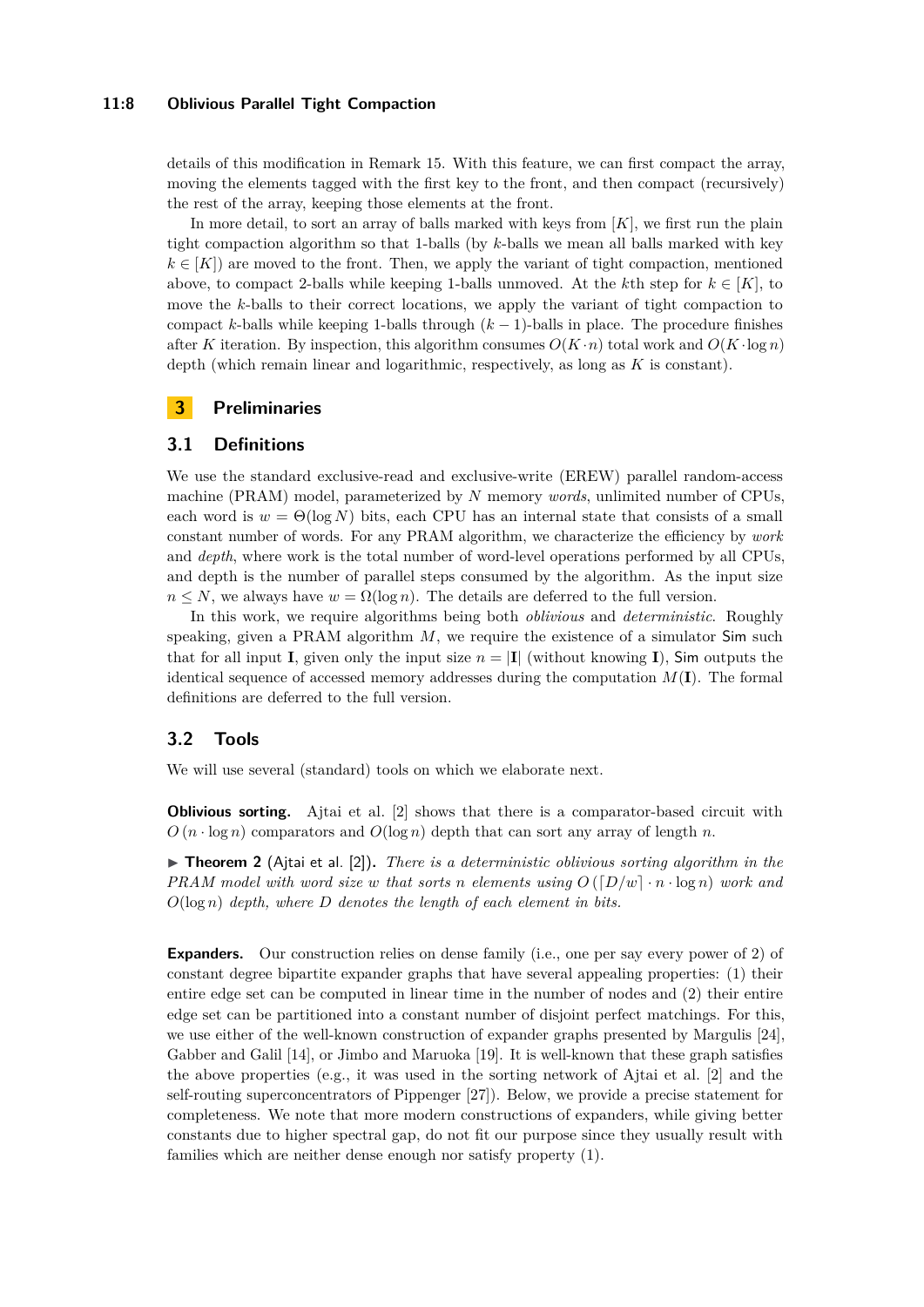details of this modification in Remark 15. With this feature, we can first compact the array, moving the elements tagged with the first key to the front, and then compact (recursively) the rest of the array, keeping those elements at the front.

In more detail, to sort an array of balls marked with keys from $[K]$, we first run the plain tight compaction algorithm so that 1-balls (by $k$-balls we mean all balls marked with key $k \in [K]$) are moved to the front. Then, we apply the variant of tight compaction, mentioned above, to compact 2-balls while keeping 1-balls unmoved. At the $k$th step for $k \in [K]$, to move the $k$-balls to their correct locations, we apply the variant of tight compaction to compact $k$-balls while keeping 1-balls through $(k-1)$-balls in place. The procedure finishes after $K$ iteration. By inspection, this algorithm consumes $O(K \cdot n)$ total work and $O(K \cdot \log n)$ depth (which remain linear and logarithmic, respectively, as long as $K$ is constant).

# 3 Preliminaries

## 3.1 Definitions

We use the standard exclusive-read and exclusive-write (EREW) parallel random-access machine (PRAM) model, parameterized by $N$ memory *words*, unlimited number of CPUs, each word is $w = \Theta(\log N)$ bits, each CPU has an internal state that consists of a small constant number of words. For any PRAM algorithm, we characterize the efficiency by *work* and *depth*, where work is the total number of word-level operations performed by all CPUs, and depth is the number of parallel steps consumed by the algorithm. As the input size $n \leq N$, we always have $w = \Omega(\log n)$. The details are deferred to the full version.

In this work, we require algorithms being both *oblivious* and *deterministic*. Roughly speaking, given a PRAM algorithm $M$, we require the existence of a simulator Sim such that for all input $\mathbf{I}$, given only the input size $n = |\mathbf{I}|$ (without knowing $\mathbf{I}$), Sim outputs the identical sequence of accessed memory addresses during the computation $M(\mathbf{I})$. The formal definitions are deferred to the full version.

## 3.2 Tools

We will use several (standard) tools on which we elaborate next.

**Oblivious sorting.** Ajtai et al. [2] shows that there is a comparator-based circuit with $O(n \cdot \log n)$ comparators and $O(\log n)$ depth that can sort any array of length $n$.

▶ **Theorem 2** (Ajtai et al. [2])**.** *There is a deterministic oblivious sorting algorithm in the PRAM model with word size $w$ that sorts $n$ elements using $O(\lceil D/w \rceil \cdot n \cdot \log n)$ work and $O(\log n)$ depth, where $D$ denotes the length of each element in bits.*

**Expanders.** Our construction relies on dense family (i.e., one per say every power of 2) of constant degree bipartite expander graphs that have several appealing properties: (1) their entire edge set can be computed in linear time in the number of nodes and (2) their entire edge set can be partitioned into a constant number of disjoint perfect matchings. For this, we use either of the well-known construction of expander graphs presented by Margulis [24], Gabber and Galil [14], or Jimbo and Maruoka [19]. It is well-known that these graph satisfies the above properties (e.g., it was used in the sorting network of Ajtai et al. [2] and the self-routing superconcentrators of Pippenger [27]). Below, we provide a precise statement for completeness. We note that more modern constructions of expanders, while giving better constants due to higher spectral gap, do not fit our purpose since they usually result with families which are neither dense enough nor satisfy property (1).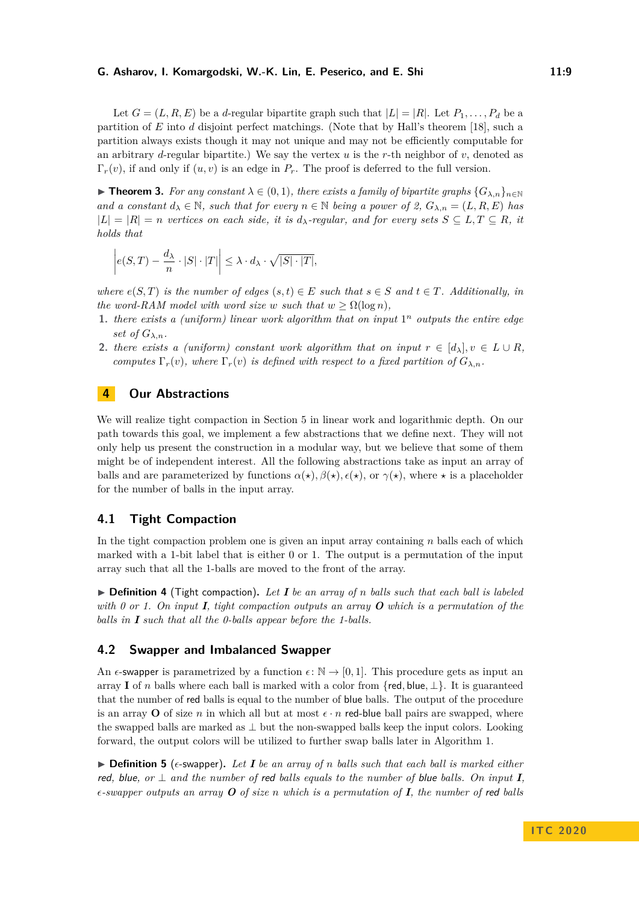Let $G = (L, R, E)$ be a $d$-regular bipartite graph such that $|L| = |R|$. Let $P_1, \ldots, P_d$ be a partition of $E$ into $d$ disjoint perfect matchings. (Note that by Hall's theorem [18], such a partition always exists though it may not unique and may not be efficiently computable for an arbitrary $d$-regular bipartite.) We say the vertex $u$ is the $r$-th neighbor of $v$, denoted as $\Gamma_r(v)$, if and only if $(u, v)$ is an edge in $P_r$. The proof is deferred to the full version.

▶ **Theorem 3.** *For any constant $\lambda \in (0, 1)$, there exists a family of bipartite graphs $\{G_{\lambda,n}\}_{n\in\mathbb{N}}$ and a constant $d_\lambda \in \mathbb{N}$, such that for every $n \in \mathbb{N}$ being a power of 2, $G_{\lambda,n} = (L, R, E)$ has $|L| = |R| = n$ vertices on each side, it is $d_\lambda$-regular, and for every sets $S \subseteq L, T \subseteq R$, it holds that*

$$\left| e(S, T) - \frac{d_\lambda}{n} \cdot |S| \cdot |T| \right| \leq \lambda \cdot d_\lambda \cdot \sqrt{|S| \cdot |T|},$$

*where $e(S, T)$ is the number of edges $(s, t) \in E$ such that $s \in S$ and $t \in T$. Additionally, in the word-RAM model with word size $w$ such that $w \geq \Omega(\log n)$,*

1. *there exists a (uniform) linear work algorithm that on input $1^n$ outputs the entire edge set of $G_{\lambda,n}$.*
2. *there exists a (uniform) constant work algorithm that on input $r \in [d_\lambda], v \in L \cup R$, computes $\Gamma_r(v)$, where $\Gamma_r(v)$ is defined with respect to a fixed partition of $G_{\lambda,n}$.*

## 4 Our Abstractions

We will realize tight compaction in Section 5 in linear work and logarithmic depth. On our path towards this goal, we implement a few abstractions that we define next. They will not only help us present the construction in a modular way, but we believe that some of them might be of independent interest. All the following abstractions take as input an array of balls and are parameterized by functions $\alpha(\star), \beta(\star), \epsilon(\star)$, or $\gamma(\star)$, where $\star$ is a placeholder for the number of balls in the input array.

### 4.1 Tight Compaction

In the tight compaction problem one is given an input array containing $n$ balls each of which marked with a 1-bit label that is either 0 or 1. The output is a permutation of the input array such that all the 1-balls are moved to the front of the array.

▶ **Definition 4** (Tight compaction)**.** *Let $\boldsymbol{I}$ be an array of $n$ balls such that each ball is labeled with 0 or 1. On input $\boldsymbol{I}$, tight compaction outputs an array $\boldsymbol{O}$ which is a permutation of the balls in $\boldsymbol{I}$ such that all the 0-balls appear before the 1-balls.*

### 4.2 Swapper and Imbalanced Swapper

An $\epsilon$-swapper is parametrized by a function $\epsilon \colon \mathbb{N} \to [0, 1]$. This procedure gets as input an array $\mathbf{I}$ of $n$ balls where each ball is marked with a color from $\{\mathsf{red}, \mathsf{blue}, \perp\}$. It is guaranteed that the number of red balls is equal to the number of blue balls. The output of the procedure is an array $\mathbf{O}$ of size $n$ in which all but at most $\epsilon \cdot n$ red-blue ball pairs are swapped, where the swapped balls are marked as $\perp$ but the non-swapped balls keep the input colors. Looking forward, the output colors will be utilized to further swap balls later in Algorithm 1.

▶ **Definition 5** ($\epsilon$-swapper)**.** *Let $\boldsymbol{I}$ be an array of $n$ balls such that each ball is marked either red, blue, or $\perp$ and the number of red balls equals to the number of blue balls. On input $\boldsymbol{I}$, $\epsilon$-swapper outputs an array $\boldsymbol{O}$ of size $n$ which is a permutation of $\boldsymbol{I}$, the number of red balls*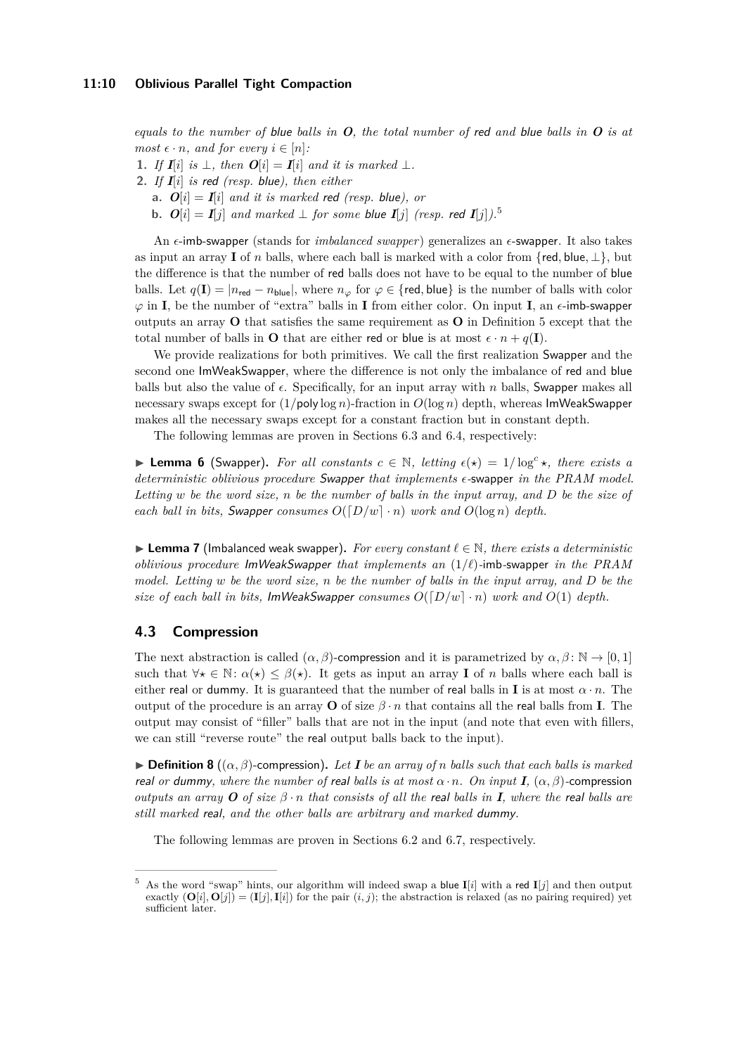*equals to the number of* blue *balls in* $\boldsymbol{O}$*, the total number of* red *and* blue *balls in* $\boldsymbol{O}$ *is at most* $\epsilon \cdot n$*, and for every* $i \in [n]$*:*

1. *If* $\boldsymbol{I}[i]$ *is* $\perp$*, then* $\boldsymbol{O}[i] = \boldsymbol{I}[i]$ *and it is marked* $\perp$*.*
2. *If* $\boldsymbol{I}[i]$ *is* red *(resp.* blue*), then either*
   - **a.** $\boldsymbol{O}[i] = \boldsymbol{I}[i]$ *and it is marked* red *(resp.* blue*), or*
   - **b.** $\boldsymbol{O}[i] = \boldsymbol{I}[j]$ *and marked* $\perp$ *for some* blue $\boldsymbol{I}[j]$ *(resp.* red $\boldsymbol{I}[j]$*).*[5]

An $\epsilon$-imb-swapper (stands for *imbalanced swapper*) generalizes an $\epsilon$-swapper. It also takes as input an array $\mathbf{I}$ of $n$ balls, where each ball is marked with a color from $\{\text{red}, \text{blue}, \perp\}$, but the difference is that the number of red balls does not have to be equal to the number of blue balls. Let $q(\mathbf{I}) = |n_{\text{red}} - n_{\text{blue}}|$, where $n_\varphi$ for $\varphi \in \{\text{red}, \text{blue}\}$ is the number of balls with color $\varphi$ in $\mathbf{I}$, be the number of "extra" balls in $\mathbf{I}$ from either color. On input $\mathbf{I}$, an $\epsilon$-imb-swapper outputs an array $\mathbf{O}$ that satisfies the same requirement as $\mathbf{O}$ in Definition 5 except that the total number of balls in $\mathbf{O}$ that are either red or blue is at most $\epsilon \cdot n + q(\mathbf{I})$.

We provide realizations for both primitives. We call the first realization Swapper and the second one ImWeakSwapper, where the difference is not only the imbalance of red and blue balls but also the value of $\epsilon$. Specifically, for an input array with $n$ balls, Swapper makes all necessary swaps except for $(1/\mathsf{poly}\log n)$-fraction in $O(\log n)$ depth, whereas ImWeakSwapper makes all the necessary swaps except for a constant fraction but in constant depth.

The following lemmas are proven in Sections 6.3 and 6.4, respectively:

▶ **Lemma 6** (Swapper). *For all constants* $c \in \mathbb{N}$*, letting* $\epsilon(\star) = 1/\log^c \star$*, there exists a deterministic oblivious procedure* Swapper *that implements* $\epsilon$-swapper *in the PRAM model. Letting* $w$ *be the word size,* $n$ *be the number of balls in the input array, and* $D$ *be the size of each ball in bits,* Swapper *consumes* $O(\lceil D/w \rceil \cdot n)$ *work and* $O(\log n)$ *depth.*

▶ **Lemma 7** (Imbalanced weak swapper). *For every constant* $\ell \in \mathbb{N}$*, there exists a deterministic oblivious procedure* ImWeakSwapper *that implements an* $(1/\ell)$-imb-swapper *in the PRAM model. Letting* $w$ *be the word size,* $n$ *be the number of balls in the input array, and* $D$ *be the size of each ball in bits,* ImWeakSwapper *consumes* $O(\lceil D/w \rceil \cdot n)$ *work and* $O(1)$ *depth.*

## 4.3 Compression

The next abstraction is called $(\alpha, \beta)$-compression and it is parametrized by $\alpha, \beta \colon \mathbb{N} \to [0, 1]$ such that $\forall \star \in \mathbb{N} \colon \alpha(\star) \le \beta(\star)$. It gets as input an array $\mathbf{I}$ of $n$ balls where each ball is either real or dummy. It is guaranteed that the number of real balls in $\mathbf{I}$ is at most $\alpha \cdot n$. The output of the procedure is an array $\mathbf{O}$ of size $\beta \cdot n$ that contains all the real balls from $\mathbf{I}$. The output may consist of "filler" balls that are not in the input (and note that even with fillers, we can still "reverse route" the real output balls back to the input).

▶ **Definition 8** ($(\alpha, \beta)$-compression)**.** *Let* $\boldsymbol{I}$ *be an array of* $n$ *balls such that each balls is marked* real *or* dummy*, where the number of* real *balls is at most* $\alpha \cdot n$*. On input* $\boldsymbol{I}$*,* $(\alpha, \beta)$-compression *outputs an array* $\boldsymbol{O}$ *of size* $\beta \cdot n$ *that consists of all the* real *balls in* $\boldsymbol{I}$*, where the* real *balls are still marked* real*, and the other balls are arbitrary and marked* dummy*.*

The following lemmas are proven in Sections 6.2 and 6.7, respectively.

---

[5] As the word "swap" hints, our algorithm will indeed swap a blue $\mathbf{I}[i]$ with a red $\mathbf{I}[j]$ and then output exactly $(\mathbf{O}[i], \mathbf{O}[j]) = (\mathbf{I}[j], \mathbf{I}[i])$ for the pair $(i, j)$; the abstraction is relaxed (as no pairing required) yet sufficient later.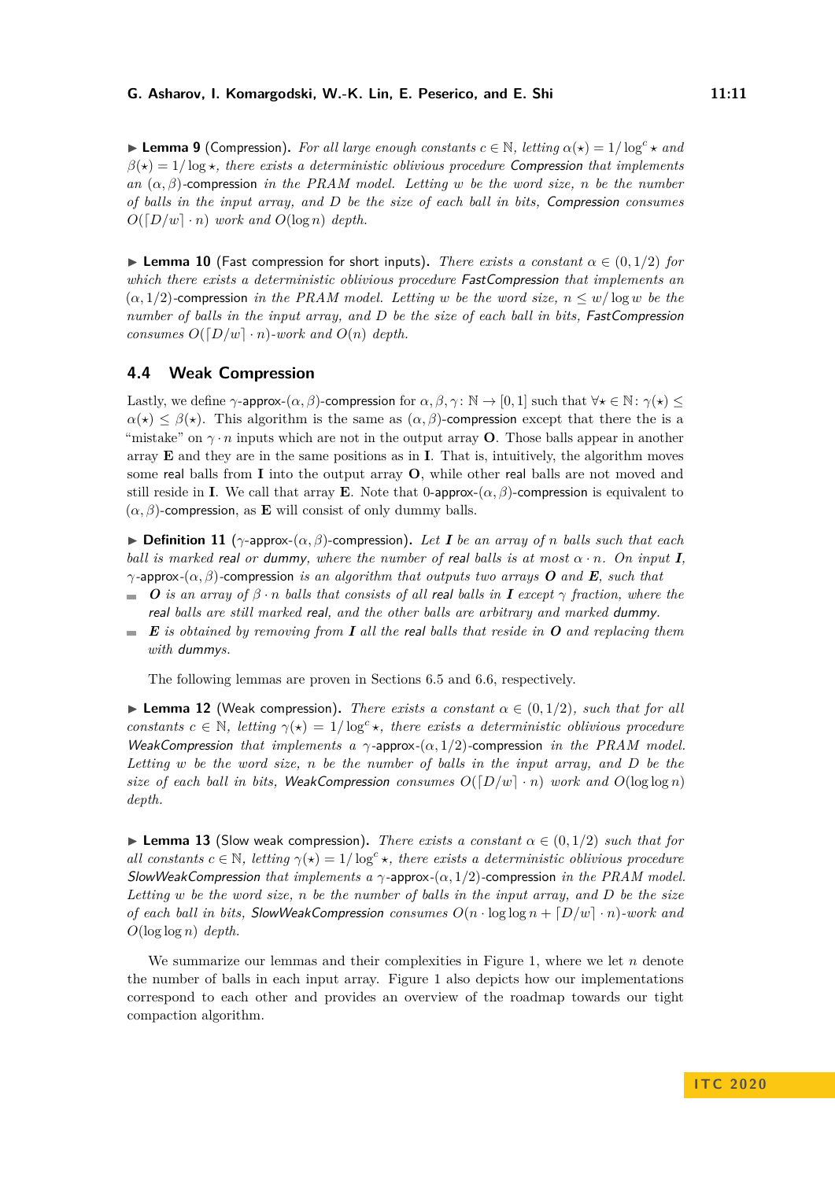▶ **Lemma 9** (Compression). *For all large enough constants $c \in \mathbb{N}$, letting $\alpha(\star) = 1/\log^c \star$ and $\beta(\star) = 1/\log \star$, there exists a deterministic oblivious procedure* Compression *that implements an* $(\alpha, \beta)$-compression *in the PRAM model. Letting $w$ be the word size, $n$ be the number of balls in the input array, and $D$ be the size of each ball in bits,* Compression *consumes $O(\lceil D/w \rceil \cdot n)$ work and $O(\log n)$ depth.*

▶ **Lemma 10** (Fast compression for short inputs). *There exists a constant $\alpha \in (0, 1/2)$ for which there exists a deterministic oblivious procedure* FastCompression *that implements an* $(\alpha, 1/2)$-compression *in the PRAM model. Letting $w$ be the word size, $n \leq w/\log w$ be the number of balls in the input array, and $D$ be the size of each ball in bits,* FastCompression *consumes $O(\lceil D/w \rceil \cdot n)$-work and $O(n)$ depth.*

## 4.4 Weak Compression

Lastly, we define $\gamma$-approx-$(\alpha, \beta)$-compression for $\alpha, \beta, \gamma \colon \mathbb{N} \to [0, 1]$ such that $\forall \star \in \mathbb{N} \colon \gamma(\star) \leq \alpha(\star) \leq \beta(\star)$. This algorithm is the same as $(\alpha, \beta)$-compression except that there the is a "mistake" on $\gamma \cdot n$ inputs which are not in the output array $\mathbf{O}$. Those balls appear in another array $\mathbf{E}$ and they are in the same positions as in $\mathbf{I}$. That is, intuitively, the algorithm moves some real balls from $\mathbf{I}$ into the output array $\mathbf{O}$, while other real balls are not moved and still reside in $\mathbf{I}$. We call that array $\mathbf{E}$. Note that $0$-approx-$(\alpha, \beta)$-compression is equivalent to $(\alpha, \beta)$-compression, as $\mathbf{E}$ will consist of only dummy balls.

▶ **Definition 11** ($\gamma$-approx-$(\alpha, \beta)$-compression). *Let $\boldsymbol{I}$ be an array of $n$ balls such that each ball is marked* real *or* dummy*, where the number of* real *balls is at most $\alpha \cdot n$. On input $\boldsymbol{I}$,* $\gamma$-approx-$(\alpha, \beta)$-compression *is an algorithm that outputs two arrays $\boldsymbol{O}$ and $\boldsymbol{E}$, such that*

- *$\boldsymbol{O}$ is an array of $\beta \cdot n$ balls that consists of all* real *balls in $\boldsymbol{I}$ except $\gamma$ fraction, where the* real *balls are still marked* real*, and the other balls are arbitrary and marked* dummy*.*
- *$\boldsymbol{E}$ is obtained by removing from $\boldsymbol{I}$ all the* real *balls that reside in $\boldsymbol{O}$ and replacing them with* dummys*.*

The following lemmas are proven in Sections 6.5 and 6.6, respectively.

▶ **Lemma 12** (Weak compression). *There exists a constant $\alpha \in (0, 1/2)$, such that for all constants $c \in \mathbb{N}$, letting $\gamma(\star) = 1/\log^c \star$, there exists a deterministic oblivious procedure* WeakCompression *that implements a* $\gamma$-approx-$(\alpha, 1/2)$-compression *in the PRAM model. Letting $w$ be the word size, $n$ be the number of balls in the input array, and $D$ be the size of each ball in bits,* WeakCompression *consumes $O(\lceil D/w \rceil \cdot n)$ work and $O(\log \log n)$ depth.*

▶ **Lemma 13** (Slow weak compression). *There exists a constant $\alpha \in (0, 1/2)$ such that for all constants $c \in \mathbb{N}$, letting $\gamma(\star) = 1/\log^c \star$, there exists a deterministic oblivious procedure* SlowWeakCompression *that implements a* $\gamma$-approx-$(\alpha, 1/2)$-compression *in the PRAM model. Letting $w$ be the word size, $n$ be the number of balls in the input array, and $D$ be the size of each ball in bits,* SlowWeakCompression *consumes $O(n \cdot \log \log n + \lceil D/w \rceil \cdot n)$-work and $O(\log \log n)$ depth.*

We summarize our lemmas and their complexities in Figure 1, where we let $n$ denote the number of balls in each input array. Figure 1 also depicts how our implementations correspond to each other and provides an overview of the roadmap towards our tight compaction algorithm.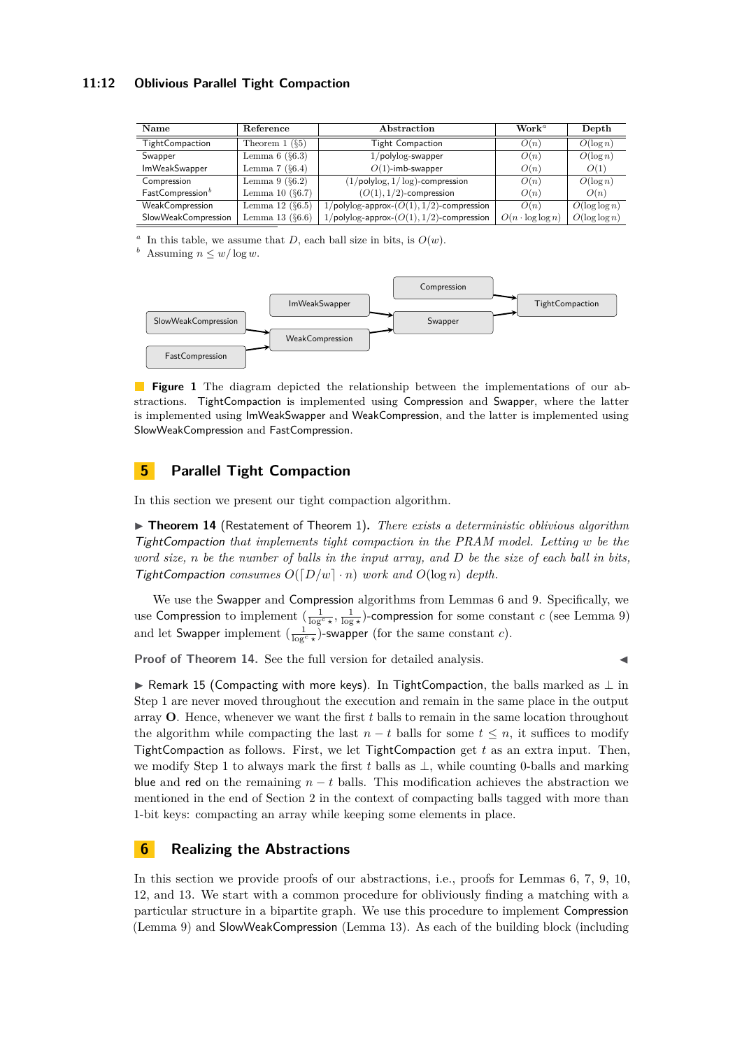| Name | Reference | Abstraction | Work[a] | Depth |
|---|---|---|---|---|
| TightCompaction | Theorem 1 (§5) | Tight Compaction | $O(n)$ | $O(\log n)$ |
| Swapper | Lemma 6 (§6.3) | 1/polylog-swapper | $O(n)$ | $O(\log n)$ |
| ImWeakSwapper | Lemma 7 (§6.4) | $O(1)$-imb-swapper | $O(n)$ | $O(1)$ |
| Compression | Lemma 9 (§6.2) | $(1/\text{polylog}, 1/\log)$-compression | $O(n)$ | $O(\log n)$ |
| FastCompression[b] | Lemma 10 (§6.7) | $(O(1), 1/2)$-compression | $O(n)$ | $O(n)$ |
| WeakCompression | Lemma 12 (§6.5) | 1/polylog-approx-$(O(1), 1/2)$-compression | $O(n)$ | $O(\log\log n)$ |
| SlowWeakCompression | Lemma 13 (§6.6) | 1/polylog-approx-$(O(1), 1/2)$-compression | $O(n \cdot \log\log n)$ | $O(\log\log n)$ |

[a] In this table, we assume that $D$, each ball size in bits, is $O(w)$.
[b] Assuming $n \le w/\log w$.

**Figure 1** The diagram depicted the relationship between the implementations of our abstractions. TightCompaction is implemented using Compression and Swapper, where the latter is implemented using ImWeakSwapper and WeakCompression, and the latter is implemented using SlowWeakCompression and FastCompression.

## 5 Parallel Tight Compaction

In this section we present our tight compaction algorithm.

▶ **Theorem 14** (Restatement of Theorem 1). *There exists a deterministic oblivious algorithm TightCompaction that implements tight compaction in the PRAM model. Letting $w$ be the word size, $n$ be the number of balls in the input array, and $D$ be the size of each ball in bits, TightCompaction consumes $O(\lceil D/w \rceil \cdot n)$ work and $O(\log n)$ depth.*

We use the Swapper and Compression algorithms from Lemmas 6 and 9. Specifically, we use Compression to implement $(\frac{1}{\log^c \star}, \frac{1}{\log \star})$-compression for some constant $c$ (see Lemma 9) and let Swapper implement $(\frac{1}{\log^c \star})$-swapper (for the same constant $c$).

**Proof of Theorem 14.** See the full version for detailed analysis. ◀

▶ **Remark 15** (Compacting with more keys). In TightCompaction, the balls marked as $\perp$ in Step 1 are never moved throughout the execution and remain in the same place in the output array **O**. Hence, whenever we want the first $t$ balls to remain in the same location throughout the algorithm while compacting the last $n - t$ balls for some $t \le n$, it suffices to modify TightCompaction as follows. First, we let TightCompaction get $t$ as an extra input. Then, we modify Step 1 to always mark the first $t$ balls as $\perp$, while counting 0-balls and marking blue and red on the remaining $n - t$ balls. This modification achieves the abstraction we mentioned in the end of Section 2 in the context of compacting balls tagged with more than 1-bit keys: compacting an array while keeping some elements in place.

## 6 Realizing the Abstractions

In this section we provide proofs of our abstractions, i.e., proofs for Lemmas 6, 7, 9, 10, 12, and 13. We start with a common procedure for obliviously finding a matching with a particular structure in a bipartite graph. We use this procedure to implement Compression (Lemma 9) and SlowWeakCompression (Lemma 13). As each of the building block (including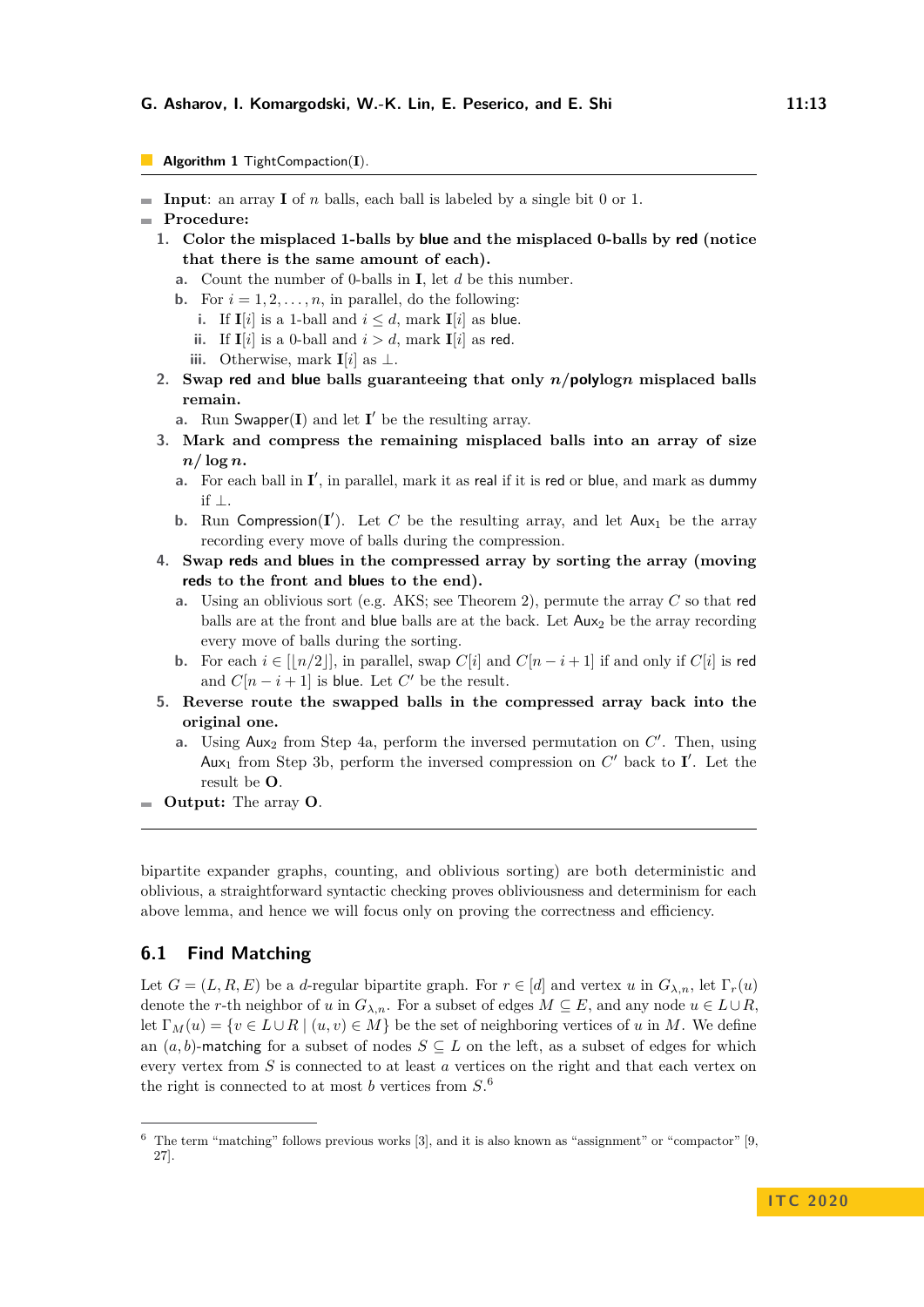**Algorithm 1** TightCompaction($\mathbf{I}$).

- **Input**: an array $\mathbf{I}$ of $n$ balls, each ball is labeled by a single bit 0 or 1.
- **Procedure:**
  1. **Color the misplaced 1-balls by blue and the misplaced 0-balls by red (notice that there is the same amount of each).**
     a. Count the number of 0-balls in $\mathbf{I}$, let $d$ be this number.
     b. For $i = 1, 2, \ldots, n$, in parallel, do the following:
        i. If $\mathbf{I}[i]$ is a 1-ball and $i \leq d$, mark $\mathbf{I}[i]$ as blue.
        ii. If $\mathbf{I}[i]$ is a 0-ball and $i > d$, mark $\mathbf{I}[i]$ as red.
        iii. Otherwise, mark $\mathbf{I}[i]$ as $\perp$.
  2. **Swap red and blue balls guaranteeing that only $n/\mathsf{poly}\log n$ misplaced balls remain.**
     a. Run Swapper($\mathbf{I}$) and let $\mathbf{I}'$ be the resulting array.
  3. **Mark and compress the remaining misplaced balls into an array of size $n/\log n$.**
     a. For each ball in $\mathbf{I}'$, in parallel, mark it as real if it is red or blue, and mark as dummy if $\perp$.
     b. Run Compression($\mathbf{I}'$). Let $C$ be the resulting array, and let $\mathsf{Aux}_1$ be the array recording every move of balls during the compression.
  4. **Swap reds and blues in the compressed array by sorting the array (moving reds to the front and blues to the end).**
     a. Using an oblivious sort (e.g. AKS; see Theorem 2), permute the array $C$ so that red balls are at the front and blue balls are at the back. Let $\mathsf{Aux}_2$ be the array recording every move of balls during the sorting.
     b. For each $i \in [\lfloor n/2 \rfloor]$, in parallel, swap $C[i]$ and $C[n-i+1]$ if and only if $C[i]$ is red and $C[n-i+1]$ is blue. Let $C'$ be the result.
  5. **Reverse route the swapped balls in the compressed array back into the original one.**
     a. Using $\mathsf{Aux}_2$ from Step 4a, perform the inversed permutation on $C'$. Then, using $\mathsf{Aux}_1$ from Step 3b, perform the inversed compression on $C'$ back to $\mathbf{I}'$. Let the result be $\mathbf{O}$.
- **Output:** The array $\mathbf{O}$.

bipartite expander graphs, counting, and oblivious sorting) are both deterministic and oblivious, a straightforward syntactic checking proves obliviousness and determinism for each above lemma, and hence we will focus only on proving the correctness and efficiency.

## 6.1 Find Matching

Let $G = (L, R, E)$ be a $d$-regular bipartite graph. For $r \in [d]$ and vertex $u$ in $G_{\lambda,n}$, let $\Gamma_r(u)$ denote the $r$-th neighbor of $u$ in $G_{\lambda,n}$. For a subset of edges $M \subseteq E$, and any node $u \in L \cup R$, let $\Gamma_M(u) = \{v \in L \cup R \mid (u,v) \in M\}$ be the set of neighboring vertices of $u$ in $M$. We define an $(a,b)$-matching for a subset of nodes $S \subseteq L$ on the left, as a subset of edges for which every vertex from $S$ is connected to at least $a$ vertices on the right and that each vertex on the right is connected to at most $b$ vertices from $S$.[6]

[6] The term "matching" follows previous works [3], and it is also known as "assignment" or "compactor" [9, 27].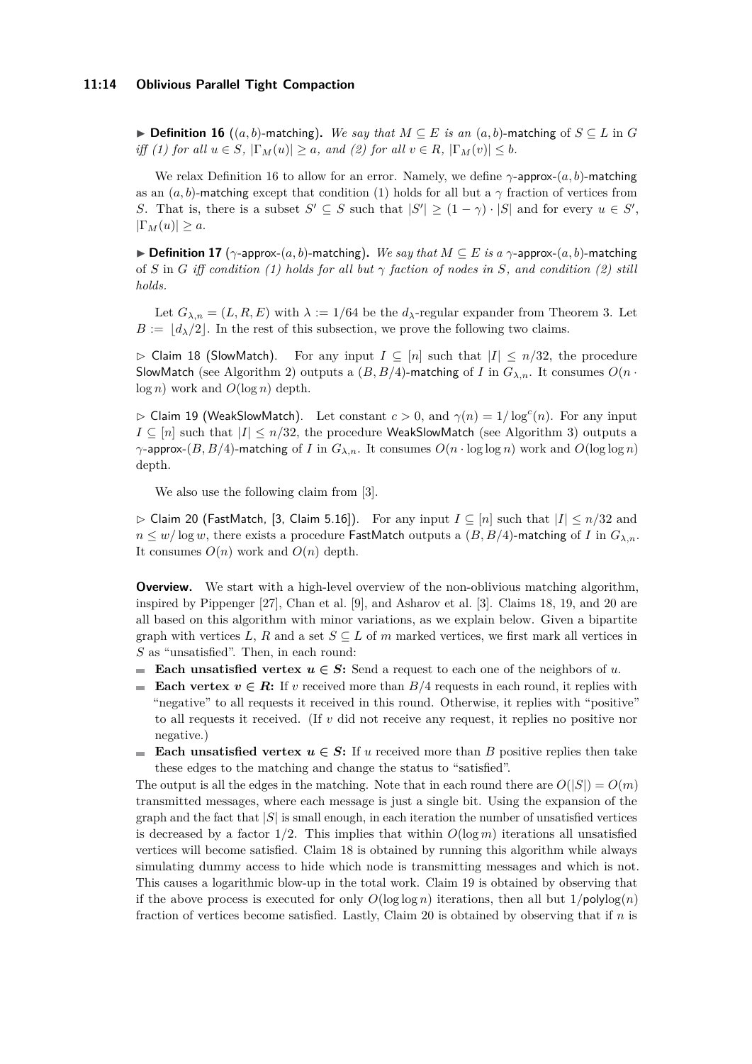▶ **Definition 16** (($a,b$)-matching)**.** *We say that $M \subseteq E$ is an $(a,b)$-matching of $S \subseteq L$ in $G$ iff (1) for all $u \in S$, $|\Gamma_M(u)| \geq a$, and (2) for all $v \in R$, $|\Gamma_M(v)| \leq b$.*

We relax Definition 16 to allow for an error. Namely, we define $\gamma$-approx-$(a,b)$-matching as an $(a,b)$-matching except that condition (1) holds for all but a $\gamma$ fraction of vertices from $S$. That is, there is a subset $S' \subseteq S$ such that $|S'| \geq (1-\gamma)\cdot|S|$ and for every $u \in S'$, $|\Gamma_M(u)| \geq a$.

▶ **Definition 17** ($\gamma$-approx-$(a,b)$-matching)**.** *We say that $M \subseteq E$ is a $\gamma$-approx-$(a,b)$-matching of $S$ in $G$ iff condition (1) holds for all but $\gamma$ faction of nodes in $S$, and condition (2) still holds.*

Let $G_{\lambda,n} = (L,R,E)$ with $\lambda := 1/64$ be the $d_\lambda$-regular expander from Theorem 3. Let $B := \lfloor d_\lambda/2 \rfloor$. In the rest of this subsection, we prove the following two claims.

▷ Claim 18 (SlowMatch). For any input $I \subseteq [n]$ such that $|I| \leq n/32$, the procedure SlowMatch (see Algorithm 2) outputs a $(B, B/4)$-matching of $I$ in $G_{\lambda,n}$. It consumes $O(n \cdot \log n)$ work and $O(\log n)$ depth.

▷ Claim 19 (WeakSlowMatch). Let constant $c > 0$, and $\gamma(n) = 1/\log^c(n)$. For any input $I \subseteq [n]$ such that $|I| \leq n/32$, the procedure WeakSlowMatch (see Algorithm 3) outputs a $\gamma$-approx-$(B, B/4)$-matching of $I$ in $G_{\lambda,n}$. It consumes $O(n \cdot \log\log n)$ work and $O(\log\log n)$ depth.

We also use the following claim from [3].

▷ Claim 20 (FastMatch, [3, Claim 5.16]). For any input $I \subseteq [n]$ such that $|I| \leq n/32$ and $n \leq w/\log w$, there exists a procedure FastMatch outputs a $(B, B/4)$-matching of $I$ in $G_{\lambda,n}$. It consumes $O(n)$ work and $O(n)$ depth.

**Overview.** We start with a high-level overview of the non-oblivious matching algorithm, inspired by Pippenger [27], Chan et al. [9], and Asharov et al. [3]. Claims 18, 19, and 20 are all based on this algorithm with minor variations, as we explain below. Given a bipartite graph with vertices $L$, $R$ and a set $S \subseteq L$ of $m$ marked vertices, we first mark all vertices in $S$ as "unsatisfied". Then, in each round:

- **Each unsatisfied vertex $u \in S$:** Send a request to each one of the neighbors of $u$.
- **Each vertex $v \in R$:** If $v$ received more than $B/4$ requests in each round, it replies with "negative" to all requests it received in this round. Otherwise, it replies with "positive" to all requests it received. (If $v$ did not receive any request, it replies no positive nor negative.)
- **Each unsatisfied vertex $u \in S$:** If $u$ received more than $B$ positive replies then take these edges to the matching and change the status to "satisfied".

The output is all the edges in the matching. Note that in each round there are $O(|S|) = O(m)$ transmitted messages, where each message is just a single bit. Using the expansion of the graph and the fact that $|S|$ is small enough, in each iteration the number of unsatisfied vertices is decreased by a factor $1/2$. This implies that within $O(\log m)$ iterations all unsatisfied vertices will become satisfied. Claim 18 is obtained by running this algorithm while always simulating dummy access to hide which node is transmitting messages and which is not. This causes a logarithmic blow-up in the total work. Claim 19 is obtained by observing that if the above process is executed for only $O(\log\log n)$ iterations, then all but $1/\mathsf{polylog}(n)$ fraction of vertices become satisfied. Lastly, Claim 20 is obtained by observing that if $n$ is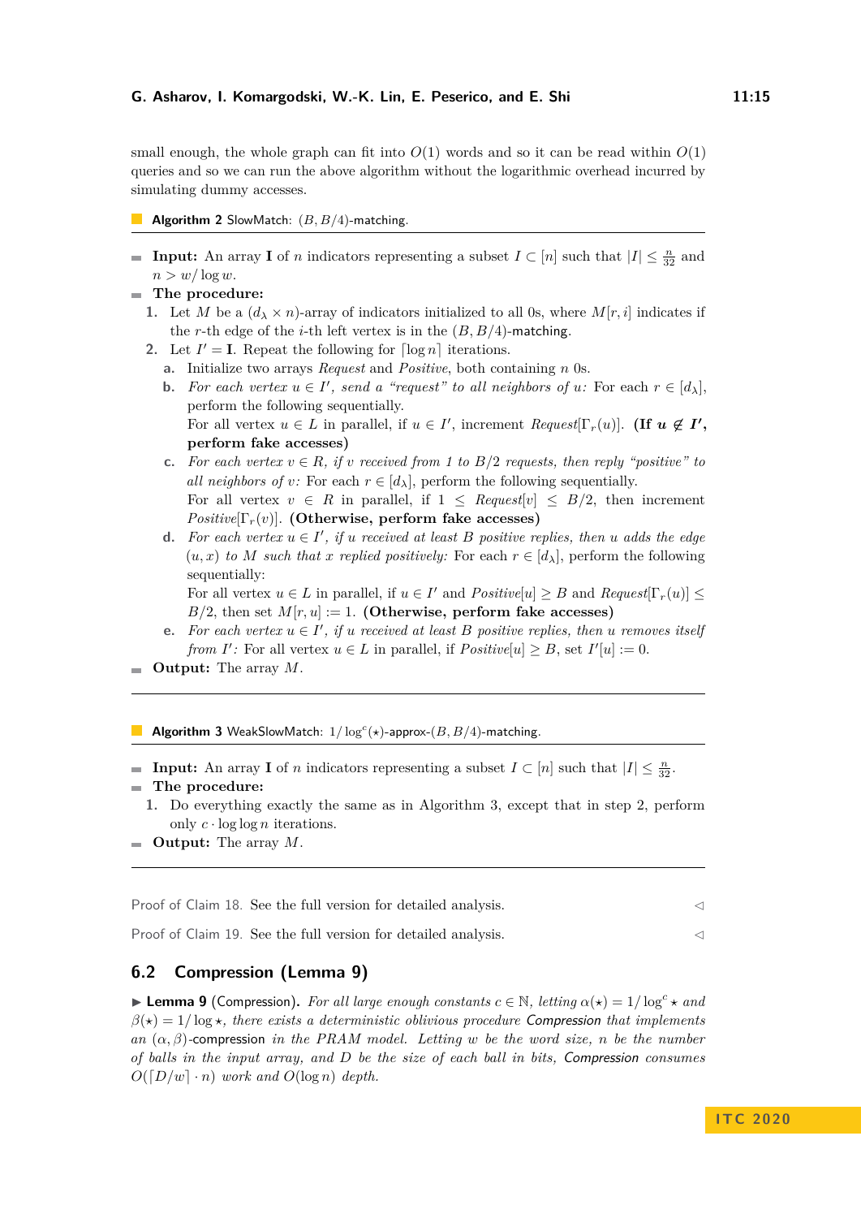small enough, the whole graph can fit into $O(1)$ words and so it can be read within $O(1)$ queries and so we can run the above algorithm without the logarithmic overhead incurred by simulating dummy accesses.

**Algorithm 2** SlowMatch: $(B, B/4)$-matching.

- **Input:** An array $\mathbf{I}$ of $n$ indicators representing a subset $I \subset [n]$ such that $|I| \leq \frac{n}{32}$ and $n > w/\log w$.
- **The procedure:**
  1. Let $M$ be a $(d_\lambda \times n)$-array of indicators initialized to all 0s, where $M[r, i]$ indicates if the $r$-th edge of the $i$-th left vertex is in the $(B, B/4)$-matching.
  2. Let $I' = \mathbf{I}$. Repeat the following for $\lceil \log n \rceil$ iterations.
     a. Initialize two arrays *Request* and *Positive*, both containing $n$ 0s.
     b. *For each vertex $u \in I'$, send a "request" to all neighbors of $u$:* For each $r \in [d_\lambda]$, perform the following sequentially.
        For all vertex $u \in L$ in parallel, if $u \in I'$, increment $Request[\Gamma_r(u)]$. **(If $u \notin I'$, perform fake accesses)**
     c. *For each vertex $v \in R$, if $v$ received from 1 to $B/2$ requests, then reply "positive" to all neighbors of $v$:* For each $r \in [d_\lambda]$, perform the following sequentially.
        For all vertex $v \in R$ in parallel, if $1 \leq Request[v] \leq B/2$, then increment $Positive[\Gamma_r(v)]$. **(Otherwise, perform fake accesses)**
     d. *For each vertex $u \in I'$, if $u$ received at least $B$ positive replies, then $u$ adds the edge $(u, x)$ to $M$ such that $x$ replied positively:* For each $r \in [d_\lambda]$, perform the following sequentially:
        For all vertex $u \in L$ in parallel, if $u \in I'$ and $Positive[u] \geq B$ and $Request[\Gamma_r(u)] \leq B/2$, then set $M[r, u] := 1$. **(Otherwise, perform fake accesses)**
     e. *For each vertex $u \in I'$, if $u$ received at least $B$ positive replies, then $u$ removes itself from $I'$:* For all vertex $u \in L$ in parallel, if $Positive[u] \geq B$, set $I'[u] := 0$.
- **Output:** The array $M$.

**Algorithm 3** WeakSlowMatch: $1/\log^c(\star)$-approx-$(B, B/4)$-matching.

- **Input:** An array $\mathbf{I}$ of $n$ indicators representing a subset $I \subset [n]$ such that $|I| \leq \frac{n}{32}$.
- **The procedure:**
  1. Do everything exactly the same as in Algorithm 3, except that in step 2, perform only $c \cdot \log \log n$ iterations.
- **Output:** The array $M$.

Proof of Claim 18. See the full version for detailed analysis. ◁

Proof of Claim 19. See the full version for detailed analysis. ◁

## 6.2 Compression (Lemma 9)

▶ **Lemma 9** (Compression). *For all large enough constants $c \in \mathbb{N}$, letting $\alpha(\star) = 1/\log^c \star$ and $\beta(\star) = 1/\log \star$, there exists a deterministic oblivious procedure* Compression *that implements an $(\alpha, \beta)$-*compression *in the PRAM model. Letting $w$ be the word size, $n$ be the number of balls in the input array, and $D$ be the size of each ball in bits,* Compression *consumes $O(\lceil D/w \rceil \cdot n)$ work and $O(\log n)$ depth.*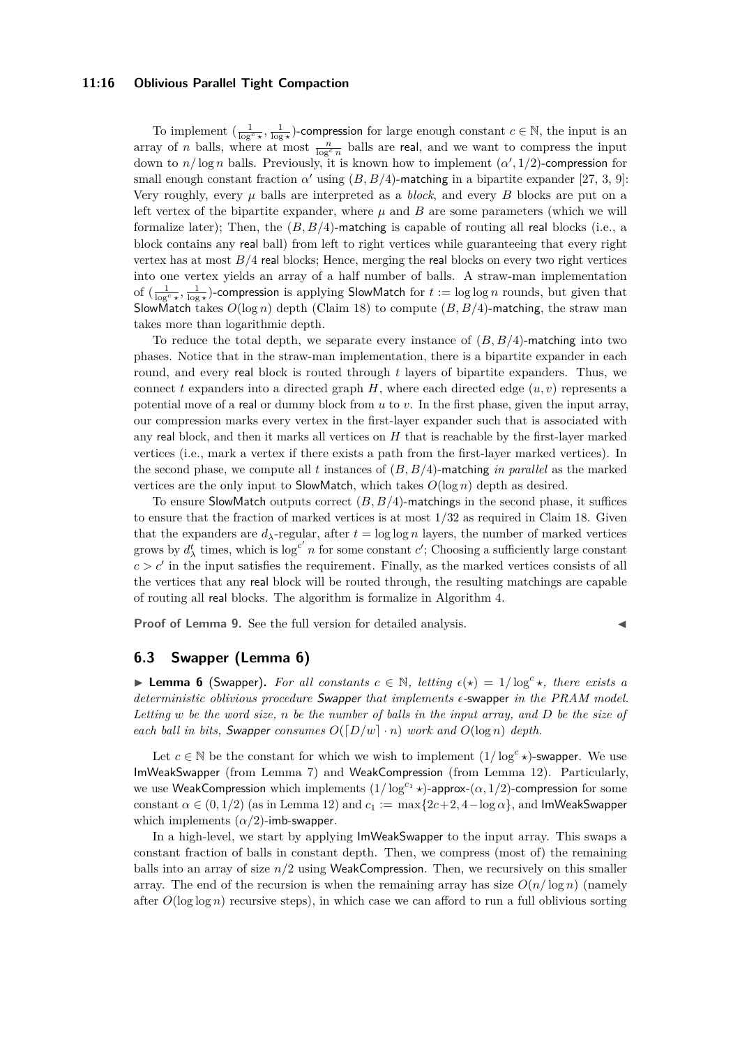To implement $(\frac{1}{\log^c \star}, \frac{1}{\log \star})$-compression for large enough constant $c \in \mathbb{N}$, the input is an array of $n$ balls, where at most $\frac{n}{\log^c n}$ balls are real, and we want to compress the input down to $n/\log n$ balls. Previously, it is known how to implement $(\alpha', 1/2)$-compression for small enough constant fraction $\alpha'$ using $(B, B/4)$-matching in a bipartite expander [27, 3, 9]: Very roughly, every $\mu$ balls are interpreted as a *block*, and every $B$ blocks are put on a left vertex of the bipartite expander, where $\mu$ and $B$ are some parameters (which we will formalize later); Then, the $(B, B/4)$-matching is capable of routing all real blocks (i.e., a block contains any real ball) from left to right vertices while guaranteeing that every right vertex has at most $B/4$ real blocks; Hence, merging the real blocks on every two right vertices into one vertex yields an array of a half number of balls. A straw-man implementation of $(\frac{1}{\log^c \star}, \frac{1}{\log \star})$-compression is applying SlowMatch for $t := \log \log n$ rounds, but given that SlowMatch takes $O(\log n)$ depth (Claim 18) to compute $(B, B/4)$-matching, the straw man takes more than logarithmic depth.

To reduce the total depth, we separate every instance of $(B, B/4)$-matching into two phases. Notice that in the straw-man implementation, there is a bipartite expander in each round, and every real block is routed through $t$ layers of bipartite expanders. Thus, we connect $t$ expanders into a directed graph $H$, where each directed edge $(u, v)$ represents a potential move of a real or dummy block from $u$ to $v$. In the first phase, given the input array, our compression marks every vertex in the first-layer expander such that is associated with any real block, and then it marks all vertices on $H$ that is reachable by the first-layer marked vertices (i.e., mark a vertex if there exists a path from the first-layer marked vertices). In the second phase, we compute all $t$ instances of $(B, B/4)$-matching *in parallel* as the marked vertices are the only input to SlowMatch, which takes $O(\log n)$ depth as desired.

To ensure SlowMatch outputs correct $(B, B/4)$-matchings in the second phase, it suffices to ensure that the fraction of marked vertices is at most $1/32$ as required in Claim 18. Given that the expanders are $d_\lambda$-regular, after $t = \log \log n$ layers, the number of marked vertices grows by $d_\lambda^t$ times, which is $\log^{c'} n$ for some constant $c'$; Choosing a sufficiently large constant $c > c'$ in the input satisfies the requirement. Finally, as the marked vertices consists of all the vertices that any real block will be routed through, the resulting matchings are capable of routing all real blocks. The algorithm is formalize in Algorithm 4.

**Proof of Lemma 9.** See the full version for detailed analysis. ◀

## 6.3 Swapper (Lemma 6)

▶ **Lemma 6** (Swapper). *For all constants $c \in \mathbb{N}$, letting $\epsilon(\star) = 1/\log^c \star$, there exists a deterministic oblivious procedure Swapper that implements $\epsilon$-swapper in the PRAM model. Letting $w$ be the word size, $n$ be the number of balls in the input array, and $D$ be the size of each ball in bits, Swapper consumes $O(\lceil D/w \rceil \cdot n)$ work and $O(\log n)$ depth.*

Let $c \in \mathbb{N}$ be the constant for which we wish to implement $(1/\log^c \star)$-swapper. We use ImWeakSwapper (from Lemma 7) and WeakCompression (from Lemma 12). Particularly, we use WeakCompression which implements $(1/\log^{c_1} \star)$-approx-$(\alpha, 1/2)$-compression for some constant $\alpha \in (0, 1/2)$ (as in Lemma 12) and $c_1 := \max\{2c+2, 4-\log \alpha\}$, and ImWeakSwapper which implements $(\alpha/2)$-imb-swapper.

In a high-level, we start by applying ImWeakSwapper to the input array. This swaps a constant fraction of balls in constant depth. Then, we compress (most of) the remaining balls into an array of size $n/2$ using WeakCompression. Then, we recursively on this smaller array. The end of the recursion is when the remaining array has size $O(n/\log n)$ (namely after $O(\log \log n)$ recursive steps), in which case we can afford to run a full oblivious sorting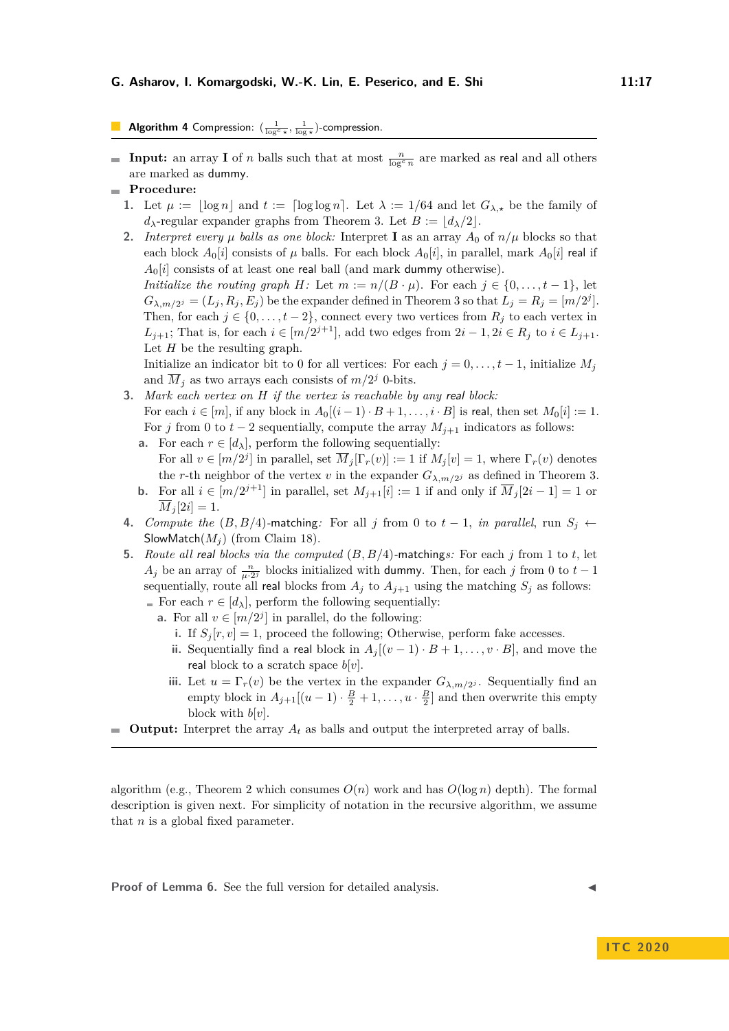**Algorithm 4** Compression: $(\frac{1}{\log^c \star}, \frac{1}{\log \star})$-compression.

- **Input:** an array $\mathbf{I}$ of $n$ balls such that at most $\frac{n}{\log^c n}$ are marked as real and all others are marked as dummy.
- **Procedure:**
  1. Let $\mu := \lfloor \log n \rfloor$ and $t := \lceil \log \log n \rceil$. Let $\lambda := 1/64$ and let $G_{\lambda,\star}$ be the family of $d_\lambda$-regular expander graphs from Theorem 3. Let $B := \lfloor d_\lambda/2 \rfloor$.
  2. *Interpret every $\mu$ balls as one block:* Interpret $\mathbf{I}$ as an array $A_0$ of $n/\mu$ blocks so that each block $A_0[i]$ consists of $\mu$ balls. For each block $A_0[i]$, in parallel, mark $A_0[i]$ real if $A_0[i]$ consists of at least one real ball (and mark dummy otherwise).
     *Initialize the routing graph $H$:* Let $m := n/(B \cdot \mu)$. For each $j \in \{0, \ldots, t-1\}$, let $G_{\lambda,m/2^j} = (L_j, R_j, E_j)$ be the expander defined in Theorem 3 so that $L_j = R_j = [m/2^j]$. Then, for each $j \in \{0, \ldots, t-2\}$, connect every two vertices from $R_j$ to each vertex in $L_{j+1}$; That is, for each $i \in [m/2^{j+1}]$, add two edges from $2i-1, 2i \in R_j$ to $i \in L_{j+1}$. Let $H$ be the resulting graph.
     Initialize an indicator bit to 0 for all vertices: For each $j = 0, \ldots, t-1$, initialize $M_j$ and $\overline{M}_j$ as two arrays each consists of $m/2^j$ 0-bits.
  3. *Mark each vertex on $H$ if the vertex is reachable by any real block:*
     For each $i \in [m]$, if any block in $A_0[(i-1) \cdot B + 1, \ldots, i \cdot B]$ is real, then set $M_0[i] := 1$.
     For $j$ from 0 to $t-2$ sequentially, compute the array $M_{j+1}$ indicators as follows:
     a. For each $r \in [d_\lambda]$, perform the following sequentially:
        For all $v \in [m/2^j]$ in parallel, set $\overline{M}_j[\Gamma_r(v)] := 1$ if $M_j[v] = 1$, where $\Gamma_r(v)$ denotes the $r$-th neighbor of the vertex $v$ in the expander $G_{\lambda,m/2^j}$ as defined in Theorem 3.
     b. For all $i \in [m/2^{j+1}]$ in parallel, set $M_{j+1}[i] := 1$ if and only if $\overline{M}_j[2i-1] = 1$ or $\overline{M}_j[2i] = 1$.
  4. *Compute the $(B, B/4)$-matching:* For all $j$ from 0 to $t-1$, *in parallel*, run $S_j \leftarrow \mathsf{SlowMatch}(M_j)$ (from Claim 18).
  5. *Route all real blocks via the computed $(B, B/4)$-matchings:* For each $j$ from 1 to $t$, let $A_j$ be an array of $\frac{n}{\mu \cdot 2^j}$ blocks initialized with dummy. Then, for each $j$ from 0 to $t-1$ sequentially, route all real blocks from $A_j$ to $A_{j+1}$ using the matching $S_j$ as follows:
     - For each $r \in [d_\lambda]$, perform the following sequentially:
       a. For all $v \in [m/2^j]$ in parallel, do the following:
          i. If $S_j[r, v] = 1$, proceed the following; Otherwise, perform fake accesses.
          ii. Sequentially find a real block in $A_j[(v-1) \cdot B + 1, \ldots, v \cdot B]$, and move the real block to a scratch space $b[v]$.
          iii. Let $u = \Gamma_r(v)$ be the vertex in the expander $G_{\lambda,m/2^j}$. Sequentially find an empty block in $A_{j+1}[(u-1) \cdot \frac{B}{2} + 1, \ldots, u \cdot \frac{B}{2}]$ and then overwrite this empty block with $b[v]$.
- **Output:** Interpret the array $A_t$ as balls and output the interpreted array of balls.

algorithm (e.g., Theorem 2 which consumes $O(n)$ work and has $O(\log n)$ depth). The formal description is given next. For simplicity of notation in the recursive algorithm, we assume that $n$ is a global fixed parameter.

**Proof of Lemma 6.** See the full version for detailed analysis. ◀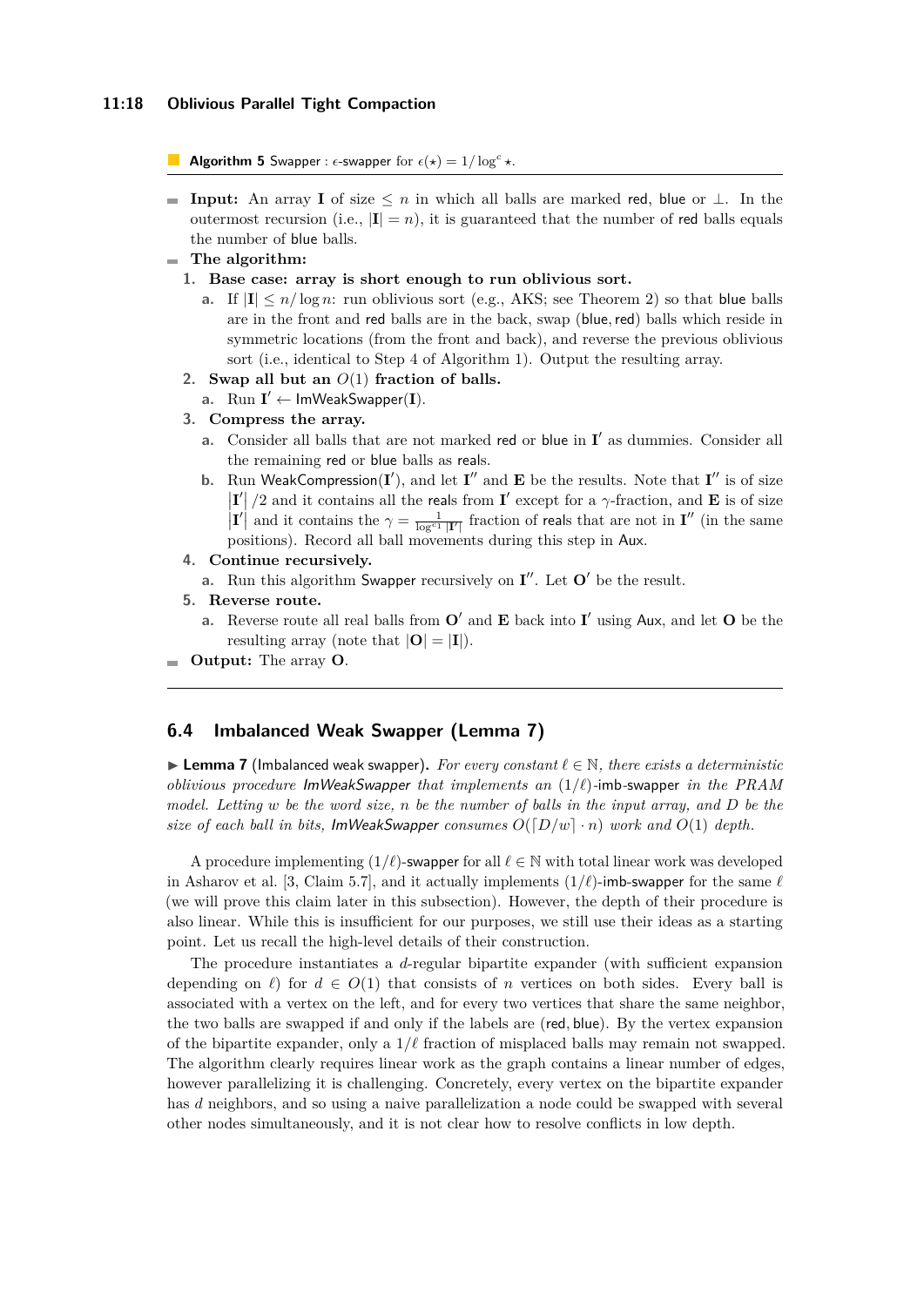**Algorithm 5** Swapper : $\epsilon$-swapper for $\epsilon(\star) = 1/\log^c \star$.

- **Input:** An array $\mathbf{I}$ of size $\leq n$ in which all balls are marked red, blue or $\perp$. In the outermost recursion (i.e., $|\mathbf{I}| = n$), it is guaranteed that the number of red balls equals the number of blue balls.
- **The algorithm:**
  1. **Base case: array is short enough to run oblivious sort.**
     a. If $|\mathbf{I}| \leq n/\log n$: run oblivious sort (e.g., AKS; see Theorem 2) so that blue balls are in the front and red balls are in the back, swap (blue, red) balls which reside in symmetric locations (from the front and back), and reverse the previous oblivious sort (i.e., identical to Step 4 of Algorithm 1). Output the resulting array.
  2. **Swap all but an $O(1)$ fraction of balls.**
     a. Run $\mathbf{I}' \leftarrow$ ImWeakSwapper($\mathbf{I}$).
  3. **Compress the array.**
     a. Consider all balls that are not marked red or blue in $\mathbf{I}'$ as dummies. Consider all the remaining red or blue balls as reals.
     b. Run WeakCompression($\mathbf{I}'$), and let $\mathbf{I}''$ and $\mathbf{E}$ be the results. Note that $\mathbf{I}''$ is of size $|\mathbf{I}'|/2$ and it contains all the reals from $\mathbf{I}'$ except for a $\gamma$-fraction, and $\mathbf{E}$ is of size $|\mathbf{I}'|$ and it contains the $\gamma = \frac{1}{\log^{c_1}|\mathbf{I}'|}$ fraction of reals that are not in $\mathbf{I}''$ (in the same positions). Record all ball movements during this step in Aux.
  4. **Continue recursively.**
     a. Run this algorithm Swapper recursively on $\mathbf{I}''$. Let $\mathbf{O}'$ be the result.
  5. **Reverse route.**
     a. Reverse route all real balls from $\mathbf{O}'$ and $\mathbf{E}$ back into $\mathbf{I}'$ using Aux, and let $\mathbf{O}$ be the resulting array (note that $|\mathbf{O}| = |\mathbf{I}|$).
- **Output:** The array $\mathbf{O}$.

## 6.4 Imbalanced Weak Swapper (Lemma 7)

▶ **Lemma 7** (Imbalanced weak swapper). *For every constant $\ell \in \mathbb{N}$, there exists a deterministic oblivious procedure ImWeakSwapper that implements an $(1/\ell)$-imb-swapper in the PRAM model. Letting $w$ be the word size, $n$ be the number of balls in the input array, and $D$ be the size of each ball in bits, ImWeakSwapper consumes $O(\lceil D/w \rceil \cdot n)$ work and $O(1)$ depth.*

A procedure implementing $(1/\ell)$-swapper for all $\ell \in \mathbb{N}$ with total linear work was developed in Asharov et al. [3, Claim 5.7], and it actually implements $(1/\ell)$-imb-swapper for the same $\ell$ (we will prove this claim later in this subsection). However, the depth of their procedure is also linear. While this is insufficient for our purposes, we still use their ideas as a starting point. Let us recall the high-level details of their construction.

The procedure instantiates a $d$-regular bipartite expander (with sufficient expansion depending on $\ell$) for $d \in O(1)$ that consists of $n$ vertices on both sides. Every ball is associated with a vertex on the left, and for every two vertices that share the same neighbor, the two balls are swapped if and only if the labels are (red, blue). By the vertex expansion of the bipartite expander, only a $1/\ell$ fraction of misplaced balls may remain not swapped. The algorithm clearly requires linear work as the graph contains a linear number of edges, however parallelizing it is challenging. Concretely, every vertex on the bipartite expander has $d$ neighbors, and so using a naive parallelization a node could be swapped with several other nodes simultaneously, and it is not clear how to resolve conflicts in low depth.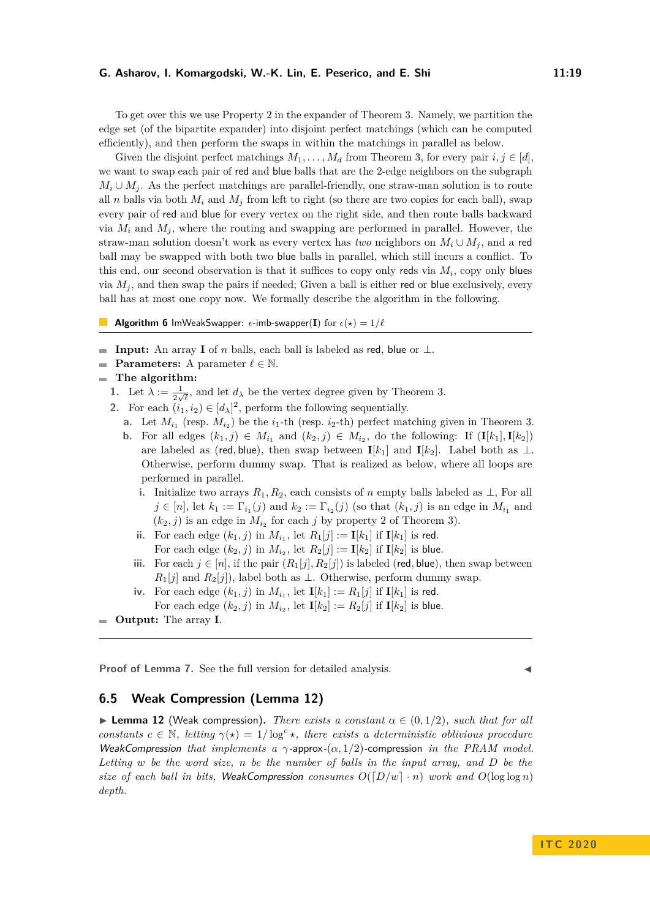To get over this we use Property 2 in the expander of Theorem 3. Namely, we partition the edge set (of the bipartite expander) into disjoint perfect matchings (which can be computed efficiently), and then perform the swaps in within the matchings in parallel as below.

Given the disjoint perfect matchings $M_1, \ldots, M_d$ from Theorem 3, for every pair $i, j \in [d]$, we want to swap each pair of red and blue balls that are the 2-edge neighbors on the subgraph $M_i \cup M_j$. As the perfect matchings are parallel-friendly, one straw-man solution is to route all $n$ balls via both $M_i$ and $M_j$ from left to right (so there are two copies for each ball), swap every pair of red and blue for every vertex on the right side, and then route balls backward via $M_i$ and $M_j$, where the routing and swapping are performed in parallel. However, the straw-man solution doesn't work as every vertex has *two* neighbors on $M_i \cup M_j$, and a red ball may be swapped with both two blue balls in parallel, which still incurs a conflict. To this end, our second observation is that it suffices to copy only reds via $M_i$, copy only blues via $M_j$, and then swap the pairs if needed; Given a ball is either red or blue exclusively, every ball has at most one copy now. We formally describe the algorithm in the following.

**Algorithm 6** ImWeakSwapper: $\epsilon$-imb-swapper($\mathbf{I}$) for $\epsilon(\star) = 1/\ell$

- **Input:** An array $\mathbf{I}$ of $n$ balls, each ball is labeled as red, blue or $\perp$.
- **Parameters:** A parameter $\ell \in \mathbb{N}$.
- **The algorithm:**
  1. Let $\lambda := \frac{1}{2\sqrt{\ell}}$, and let $d_\lambda$ be the vertex degree given by Theorem 3.
  2. For each $(i_1, i_2) \in [d_\lambda]^2$, perform the following sequentially.
     a. Let $M_{i_1}$ (resp. $M_{i_2}$) be the $i_1$-th (resp. $i_2$-th) perfect matching given in Theorem 3.
     b. For all edges $(k_1, j) \in M_{i_1}$ and $(k_2, j) \in M_{i_2}$, do the following: If $(\mathbf{I}[k_1], \mathbf{I}[k_2])$ are labeled as (red, blue), then swap between $\mathbf{I}[k_1]$ and $\mathbf{I}[k_2]$. Label both as $\perp$. Otherwise, perform dummy swap. That is realized as below, where all loops are performed in parallel.
        i. Initialize two arrays $R_1, R_2$, each consists of $n$ empty balls labeled as $\perp$, For all $j \in [n]$, let $k_1 := \Gamma_{i_1}(j)$ and $k_2 := \Gamma_{i_2}(j)$ (so that $(k_1, j)$ is an edge in $M_{i_1}$ and $(k_2, j)$ is an edge in $M_{i_2}$ for each $j$ by property 2 of Theorem 3).
        ii. For each edge $(k_1, j)$ in $M_{i_1}$, let $R_1[j] := \mathbf{I}[k_1]$ if $\mathbf{I}[k_1]$ is red.
            For each edge $(k_2, j)$ in $M_{i_2}$, let $R_2[j] := \mathbf{I}[k_2]$ if $\mathbf{I}[k_2]$ is blue.
        iii. For each $j \in [n]$, if the pair $(R_1[j], R_2[j])$ is labeled (red, blue), then swap between $R_1[j]$ and $R_2[j]$), label both as $\perp$. Otherwise, perform dummy swap.
        iv. For each edge $(k_1, j)$ in $M_{i_1}$, let $\mathbf{I}[k_1] := R_1[j]$ if $\mathbf{I}[k_1]$ is red.
            For each edge $(k_2, j)$ in $M_{i_2}$, let $\mathbf{I}[k_2] := R_2[j]$ if $\mathbf{I}[k_2]$ is blue.
- **Output:** The array $\mathbf{I}$.

**Proof of Lemma 7.** See the full version for detailed analysis. ◀

## 6.5 Weak Compression (Lemma 12)

▶ **Lemma 12** (Weak compression)**.** *There exists a constant $\alpha \in (0, 1/2)$, such that for all constants $c \in \mathbb{N}$, letting $\gamma(\star) = 1/\log^c \star$, there exists a deterministic oblivious procedure* WeakCompression *that implements a $\gamma$-approx-$(\alpha, 1/2)$-compression in the PRAM model. Letting $w$ be the word size, $n$ be the number of balls in the input array, and $D$ be the size of each ball in bits,* WeakCompression *consumes $O(\lceil D/w \rceil \cdot n)$ work and $O(\log \log n)$ depth.*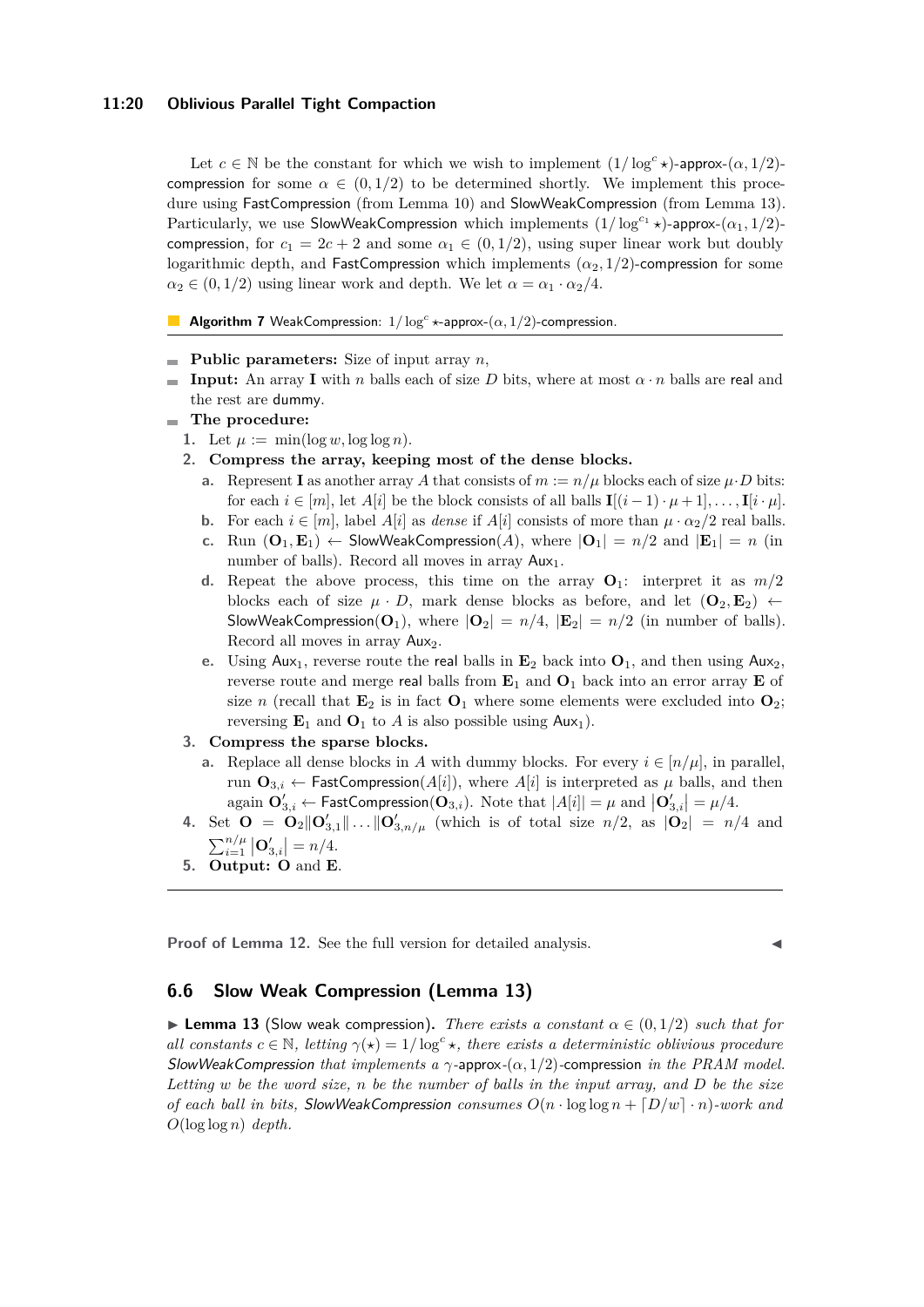Let $c \in \mathbb{N}$ be the constant for which we wish to implement $(1/\log^c \star)$-approx-$(\alpha, 1/2)$-compression for some $\alpha \in (0, 1/2)$ to be determined shortly. We implement this procedure using FastCompression (from Lemma 10) and SlowWeakCompression (from Lemma 13). Particularly, we use SlowWeakCompression which implements $(1/\log^{c_1} \star)$-approx-$(\alpha_1, 1/2)$-compression, for $c_1 = 2c + 2$ and some $\alpha_1 \in (0, 1/2)$, using super linear work but doubly logarithmic depth, and FastCompression which implements $(\alpha_2, 1/2)$-compression for some $\alpha_2 \in (0, 1/2)$ using linear work and depth. We let $\alpha = \alpha_1 \cdot \alpha_2/4$.

**Algorithm 7** WeakCompression: $1/\log^c \star$-approx-$(\alpha, 1/2)$-compression.

- **Public parameters:** Size of input array $n$,
- **Input:** An array $\mathbf{I}$ with $n$ balls each of size $D$ bits, where at most $\alpha \cdot n$ balls are real and the rest are dummy.
- **The procedure:**
  1. Let $\mu := \min(\log w, \log\log n)$.
  2. **Compress the array, keeping most of the dense blocks.**
     a. Represent $\mathbf{I}$ as another array $A$ that consists of $m := n/\mu$ blocks each of size $\mu \cdot D$ bits: for each $i \in [m]$, let $A[i]$ be the block consists of all balls $\mathbf{I}[(i-1)\cdot\mu+1], \ldots, \mathbf{I}[i \cdot \mu]$.
     b. For each $i \in [m]$, label $A[i]$ as *dense* if $A[i]$ consists of more than $\mu \cdot \alpha_2/2$ real balls.
     c. Run $(\mathbf{O}_1, \mathbf{E}_1) \leftarrow$ SlowWeakCompression$(A)$, where $|\mathbf{O}_1| = n/2$ and $|\mathbf{E}_1| = n$ (in number of balls). Record all moves in array $\mathsf{Aux}_1$.
     d. Repeat the above process, this time on the array $\mathbf{O}_1$: interpret it as $m/2$ blocks each of size $\mu \cdot D$, mark dense blocks as before, and let $(\mathbf{O}_2, \mathbf{E}_2) \leftarrow$ SlowWeakCompression$(\mathbf{O}_1)$, where $|\mathbf{O}_2| = n/4$, $|\mathbf{E}_2| = n/2$ (in number of balls). Record all moves in array $\mathsf{Aux}_2$.
     e. Using $\mathsf{Aux}_1$, reverse route the real balls in $\mathbf{E}_2$ back into $\mathbf{O}_1$, and then using $\mathsf{Aux}_2$, reverse route and merge real balls from $\mathbf{E}_1$ and $\mathbf{O}_1$ back into an error array $\mathbf{E}$ of size $n$ (recall that $\mathbf{E}_2$ is in fact $\mathbf{O}_1$ where some elements were excluded into $\mathbf{O}_2$; reversing $\mathbf{E}_1$ and $\mathbf{O}_1$ to $A$ is also possible using $\mathsf{Aux}_1$).
  3. **Compress the sparse blocks.**
     a. Replace all dense blocks in $A$ with dummy blocks. For every $i \in [n/\mu]$, in parallel, run $\mathbf{O}_{3,i} \leftarrow$ FastCompression$(A[i])$, where $A[i]$ is interpreted as $\mu$ balls, and then again $\mathbf{O}'_{3,i} \leftarrow$ FastCompression$(\mathbf{O}_{3,i})$. Note that $|A[i]| = \mu$ and $|\mathbf{O}'_{3,i}| = \mu/4$.
  4. Set $\mathbf{O} = \mathbf{O}_2 \| \mathbf{O}'_{3,1} \| \ldots \| \mathbf{O}'_{3,n/\mu}$ (which is of total size $n/2$, as $|\mathbf{O}_2| = n/4$ and $\sum_{i=1}^{n/\mu} |\mathbf{O}'_{3,i}| = n/4$.
  5. **Output:** $\mathbf{O}$ and $\mathbf{E}$.

**Proof of Lemma 12.** See the full version for detailed analysis. ◀

## 6.6 Slow Weak Compression (Lemma 13)

▶ **Lemma 13** (Slow weak compression). *There exists a constant $\alpha \in (0, 1/2)$ such that for all constants $c \in \mathbb{N}$, letting $\gamma(\star) = 1/\log^c \star$, there exists a deterministic oblivious procedure SlowWeakCompression that implements a $\gamma$-approx-$(\alpha, 1/2)$-compression in the PRAM model. Letting $w$ be the word size, $n$ be the number of balls in the input array, and $D$ be the size of each ball in bits, SlowWeakCompression consumes $O(n \cdot \log\log n + \lceil D/w \rceil \cdot n)$-work and $O(\log\log n)$ depth.*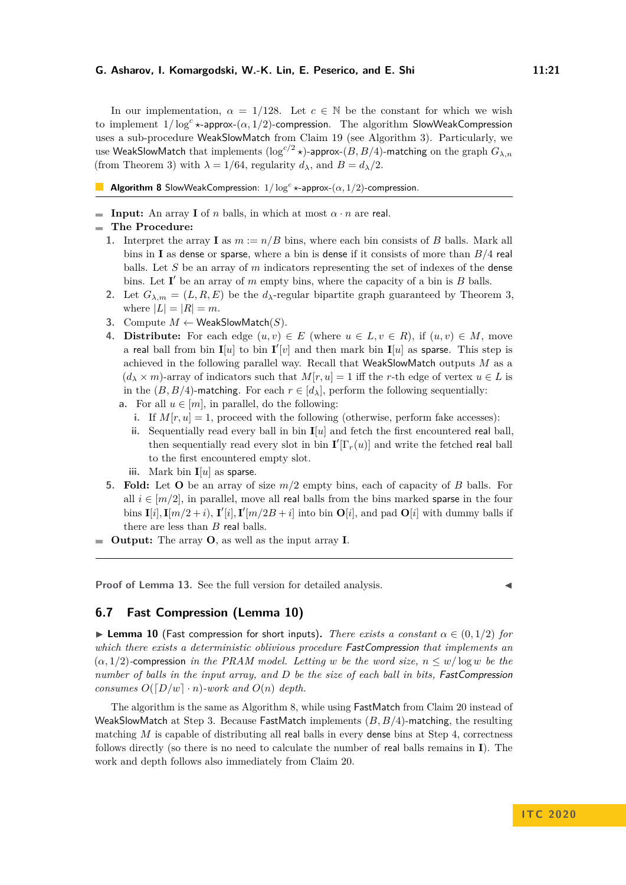In our implementation, $\alpha = 1/128$. Let $c \in \mathbb{N}$ be the constant for which we wish to implement $1/\log^c \star$-approx-$(\alpha, 1/2)$-compression. The algorithm SlowWeakCompression uses a sub-procedure WeakSlowMatch from Claim 19 (see Algorithm 3). Particularly, we use WeakSlowMatch that implements $(\log^{c/2} \star)$-approx-$(B, B/4)$-matching on the graph $G_{\lambda,n}$ (from Theorem 3) with $\lambda = 1/64$, regularity $d_\lambda$, and $B = d_\lambda/2$.

**Algorithm 8** SlowWeakCompression: $1/\log^c \star$-approx-$(\alpha, 1/2)$-compression.

- **Input:** An array $\mathbf{I}$ of $n$ balls, in which at most $\alpha \cdot n$ are real.
- **The Procedure:**
  1. Interpret the array $\mathbf{I}$ as $m := n/B$ bins, where each bin consists of $B$ balls. Mark all bins in $\mathbf{I}$ as dense or sparse, where a bin is dense if it consists of more than $B/4$ real balls. Let $S$ be an array of $m$ indicators representing the set of indexes of the dense bins. Let $\mathbf{I}'$ be an array of $m$ empty bins, where the capacity of a bin is $B$ balls.
  2. Let $G_{\lambda,m} = (L, R, E)$ be the $d_\lambda$-regular bipartite graph guaranteed by Theorem 3, where $|L| = |R| = m$.
  3. Compute $M \leftarrow$ WeakSlowMatch$(S)$.
  4. **Distribute:** For each edge $(u, v) \in E$ (where $u \in L, v \in R$), if $(u, v) \in M$, move a real ball from bin $\mathbf{I}[u]$ to bin $\mathbf{I}'[v]$ and then mark bin $\mathbf{I}[u]$ as sparse. This step is achieved in the following parallel way. Recall that WeakSlowMatch outputs $M$ as a $(d_\lambda \times m)$-array of indicators such that $M[r, u] = 1$ iff the $r$-th edge of vertex $u \in L$ is in the $(B, B/4)$-matching. For each $r \in [d_\lambda]$, perform the following sequentially:
     a. For all $u \in [m]$, in parallel, do the following:
        i. If $M[r, u] = 1$, proceed with the following (otherwise, perform fake accesses):
        ii. Sequentially read every ball in bin $\mathbf{I}[u]$ and fetch the first encountered real ball, then sequentially read every slot in bin $\mathbf{I}'[\Gamma_r(u)]$ and write the fetched real ball to the first encountered empty slot.
        iii. Mark bin $\mathbf{I}[u]$ as sparse.
  5. **Fold:** Let $\mathbf{O}$ be an array of size $m/2$ empty bins, each of capacity of $B$ balls. For all $i \in [m/2]$, in parallel, move all real balls from the bins marked sparse in the four bins $\mathbf{I}[i], \mathbf{I}[m/2 + i), \mathbf{I}'[i], \mathbf{I}'[m/2B + i]$ into bin $\mathbf{O}[i]$, and pad $\mathbf{O}[i]$ with dummy balls if there are less than $B$ real balls.
- **Output:** The array $\mathbf{O}$, as well as the input array $\mathbf{I}$.

**Proof of Lemma 13.** See the full version for detailed analysis. ◀

## 6.7 Fast Compression (Lemma 10)

▶ **Lemma 10** (Fast compression for short inputs). *There exists a constant $\alpha \in (0, 1/2)$ for which there exists a deterministic oblivious procedure FastCompression that implements an $(\alpha, 1/2)$-compression in the PRAM model. Letting $w$ be the word size, $n \le w/\log w$ be the number of balls in the input array, and $D$ be the size of each ball in bits, FastCompression consumes $O(\lceil D/w \rceil \cdot n)$-work and $O(n)$ depth.*

The algorithm is the same as Algorithm 8, while using FastMatch from Claim 20 instead of WeakSlowMatch at Step 3. Because FastMatch implements $(B, B/4)$-matching, the resulting matching $M$ is capable of distributing all real balls in every dense bins at Step 4, correctness follows directly (so there is no need to calculate the number of real balls remains in $\mathbf{I}$). The work and depth follows also immediately from Claim 20.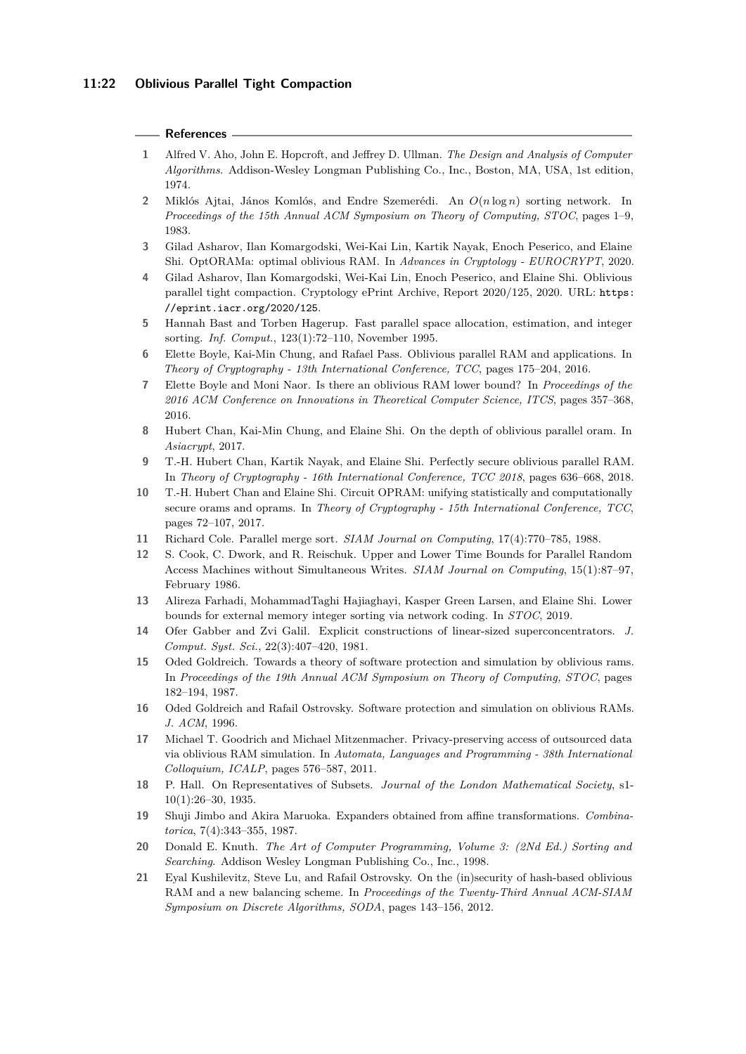## References

1. Alfred V. Aho, John E. Hopcroft, and Jeffrey D. Ullman. *The Design and Analysis of Computer Algorithms*. Addison-Wesley Longman Publishing Co., Inc., Boston, MA, USA, 1st edition, 1974.
2. Miklós Ajtai, János Komlós, and Endre Szemerédi. An $O(n \log n)$ sorting network. In *Proceedings of the 15th Annual ACM Symposium on Theory of Computing, STOC*, pages 1–9, 1983.
3. Gilad Asharov, Ilan Komargodski, Wei-Kai Lin, Kartik Nayak, Enoch Peserico, and Elaine Shi. OptORAMa: optimal oblivious RAM. In *Advances in Cryptology - EUROCRYPT*, 2020.
4. Gilad Asharov, Ilan Komargodski, Wei-Kai Lin, Enoch Peserico, and Elaine Shi. Oblivious parallel tight compaction. Cryptology ePrint Archive, Report 2020/125, 2020. URL: https://eprint.iacr.org/2020/125.
5. Hannah Bast and Torben Hagerup. Fast parallel space allocation, estimation, and integer sorting. *Inf. Comput.*, 123(1):72–110, November 1995.
6. Elette Boyle, Kai-Min Chung, and Rafael Pass. Oblivious parallel RAM and applications. In *Theory of Cryptography - 13th International Conference, TCC*, pages 175–204, 2016.
7. Elette Boyle and Moni Naor. Is there an oblivious RAM lower bound? In *Proceedings of the 2016 ACM Conference on Innovations in Theoretical Computer Science, ITCS*, pages 357–368, 2016.
8. Hubert Chan, Kai-Min Chung, and Elaine Shi. On the depth of oblivious parallel oram. In *Asiacrypt*, 2017.
9. T.-H. Hubert Chan, Kartik Nayak, and Elaine Shi. Perfectly secure oblivious parallel RAM. In *Theory of Cryptography - 16th International Conference, TCC 2018*, pages 636–668, 2018.
10. T.-H. Hubert Chan and Elaine Shi. Circuit OPRAM: unifying statistically and computationally secure orams and oprams. In *Theory of Cryptography - 15th International Conference, TCC*, pages 72–107, 2017.
11. Richard Cole. Parallel merge sort. *SIAM Journal on Computing*, 17(4):770–785, 1988.
12. S. Cook, C. Dwork, and R. Reischuk. Upper and Lower Time Bounds for Parallel Random Access Machines without Simultaneous Writes. *SIAM Journal on Computing*, 15(1):87–97, February 1986.
13. Alireza Farhadi, MohammadTaghi Hajiaghayi, Kasper Green Larsen, and Elaine Shi. Lower bounds for external memory integer sorting via network coding. In *STOC*, 2019.
14. Ofer Gabber and Zvi Galil. Explicit constructions of linear-sized superconcentrators. *J. Comput. Syst. Sci.*, 22(3):407–420, 1981.
15. Oded Goldreich. Towards a theory of software protection and simulation by oblivious rams. In *Proceedings of the 19th Annual ACM Symposium on Theory of Computing, STOC*, pages 182–194, 1987.
16. Oded Goldreich and Rafail Ostrovsky. Software protection and simulation on oblivious RAMs. *J. ACM*, 1996.
17. Michael T. Goodrich and Michael Mitzenmacher. Privacy-preserving access of outsourced data via oblivious RAM simulation. In *Automata, Languages and Programming - 38th International Colloquium, ICALP*, pages 576–587, 2011.
18. P. Hall. On Representatives of Subsets. *Journal of the London Mathematical Society*, s1-10(1):26–30, 1935.
19. Shuji Jimbo and Akira Maruoka. Expanders obtained from affine transformations. *Combinatorica*, 7(4):343–355, 1987.
20. Donald E. Knuth. *The Art of Computer Programming, Volume 3: (2Nd Ed.) Sorting and Searching*. Addison Wesley Longman Publishing Co., Inc., 1998.
21. Eyal Kushilevitz, Steve Lu, and Rafail Ostrovsky. On the (in)security of hash-based oblivious RAM and a new balancing scheme. In *Proceedings of the Twenty-Third Annual ACM-SIAM Symposium on Discrete Algorithms, SODA*, pages 143–156, 2012.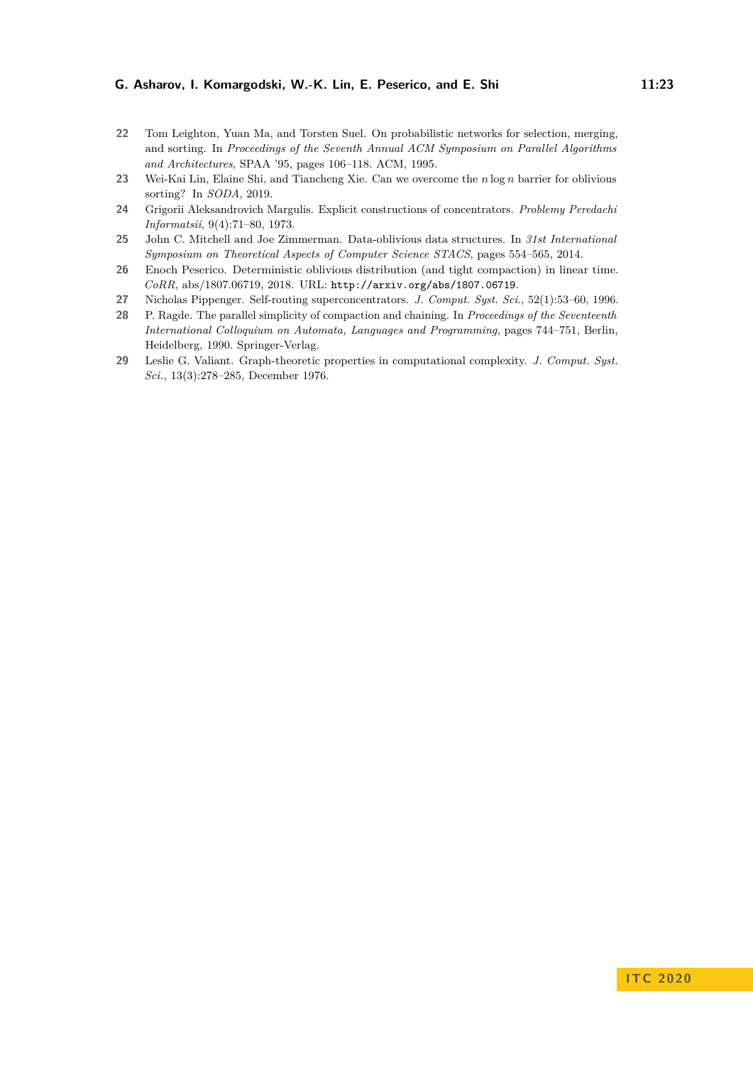22 Tom Leighton, Yuan Ma, and Torsten Suel. On probabilistic networks for selection, merging, and sorting. In *Proceedings of the Seventh Annual ACM Symposium on Parallel Algorithms and Architectures*, SPAA '95, pages 106–118. ACM, 1995.

23 Wei-Kai Lin, Elaine Shi, and Tiancheng Xie. Can we overcome the $n \log n$ barrier for oblivious sorting? In *SODA*, 2019.

24 Grigorii Aleksandrovich Margulis. Explicit constructions of concentrators. *Problemy Peredachi Informatsii*, 9(4):71–80, 1973.

25 John C. Mitchell and Joe Zimmerman. Data-oblivious data structures. In *31st International Symposium on Theoretical Aspects of Computer Science STACS*, pages 554–565, 2014.

26 Enoch Peserico. Deterministic oblivious distribution (and tight compaction) in linear time. *CoRR*, abs/1807.06719, 2018. URL: http://arxiv.org/abs/1807.06719.

27 Nicholas Pippenger. Self-routing superconcentrators. *J. Comput. Syst. Sci.*, 52(1):53–60, 1996.

28 P. Ragde. The parallel simplicity of compaction and chaining. In *Proceedings of the Seventeenth International Colloquium on Automata, Languages and Programming*, pages 744–751, Berlin, Heidelberg, 1990. Springer-Verlag.

29 Leslie G. Valiant. Graph-theoretic properties in computational complexity. *J. Comput. Syst. Sci.*, 13(3):278–285, December 1976.